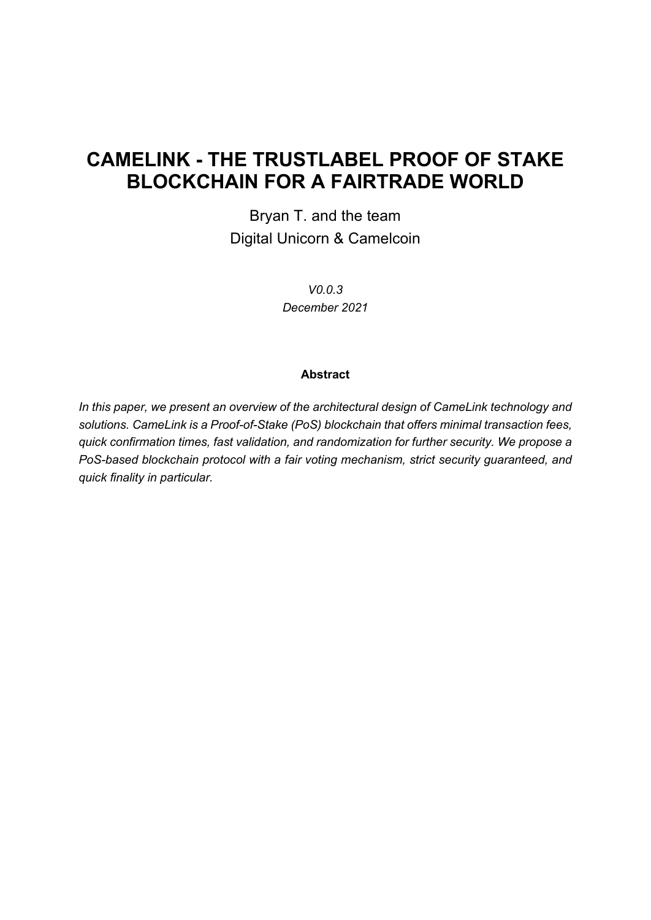# CAMELINK - THE TRUSTLABEL PROOF OF STAKE BLOCKCHAIN FOR A FAIRTRADE WORLD

Bryan T. and the team

Digital Unicorn & Camelcoin

*V0.0.3*

*December 2021*

**Abstract**

*In this paper, we present an overview of the architectural design of CameLink technology and solutions. CameLink is a Proof-of-Stake (PoS) blockchain that offers minimal transaction fees, quick confirmation times, fast validation, and randomization for further security. We propose a PoS-based blockchain protocol with a fair voting mechanism, strict security guaranteed, and quick finality in particular.*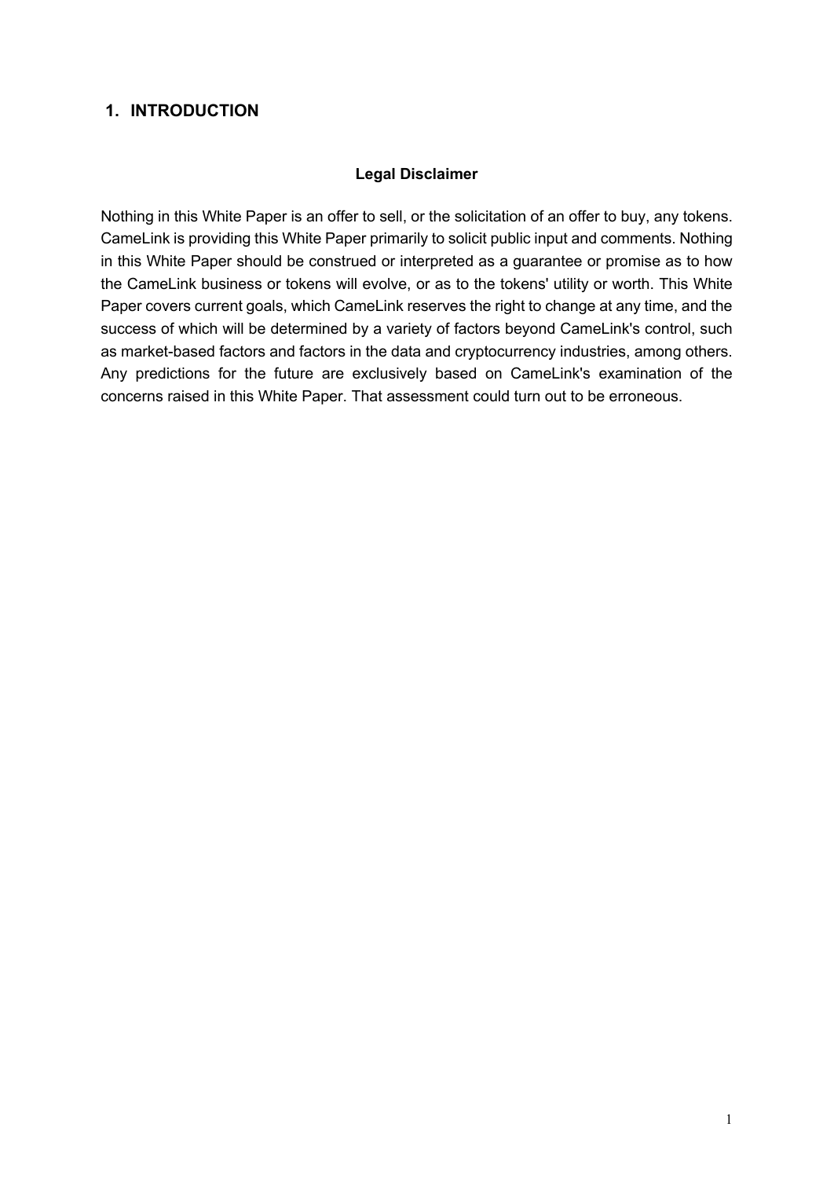# 1. INTRODUCTION

**Legal Disclaimer**

Nothing in this White Paper is an offer to sell, or the solicitation of an offer to buy, any tokens. CameLink is providing this White Paper primarily to solicit public input and comments. Nothing in this White Paper should be construed or interpreted as a guarantee or promise as to how the CameLink business or tokens will evolve, or as to the tokens' utility or worth. This White Paper covers current goals, which CameLink reserves the right to change at any time, and the success of which will be determined by a variety of factors beyond CameLink's control, such as market-based factors and factors in the data and cryptocurrency industries, among others. Any predictions for the future are exclusively based on CameLink's examination of the concerns raised in this White Paper. That assessment could turn out to be erroneous.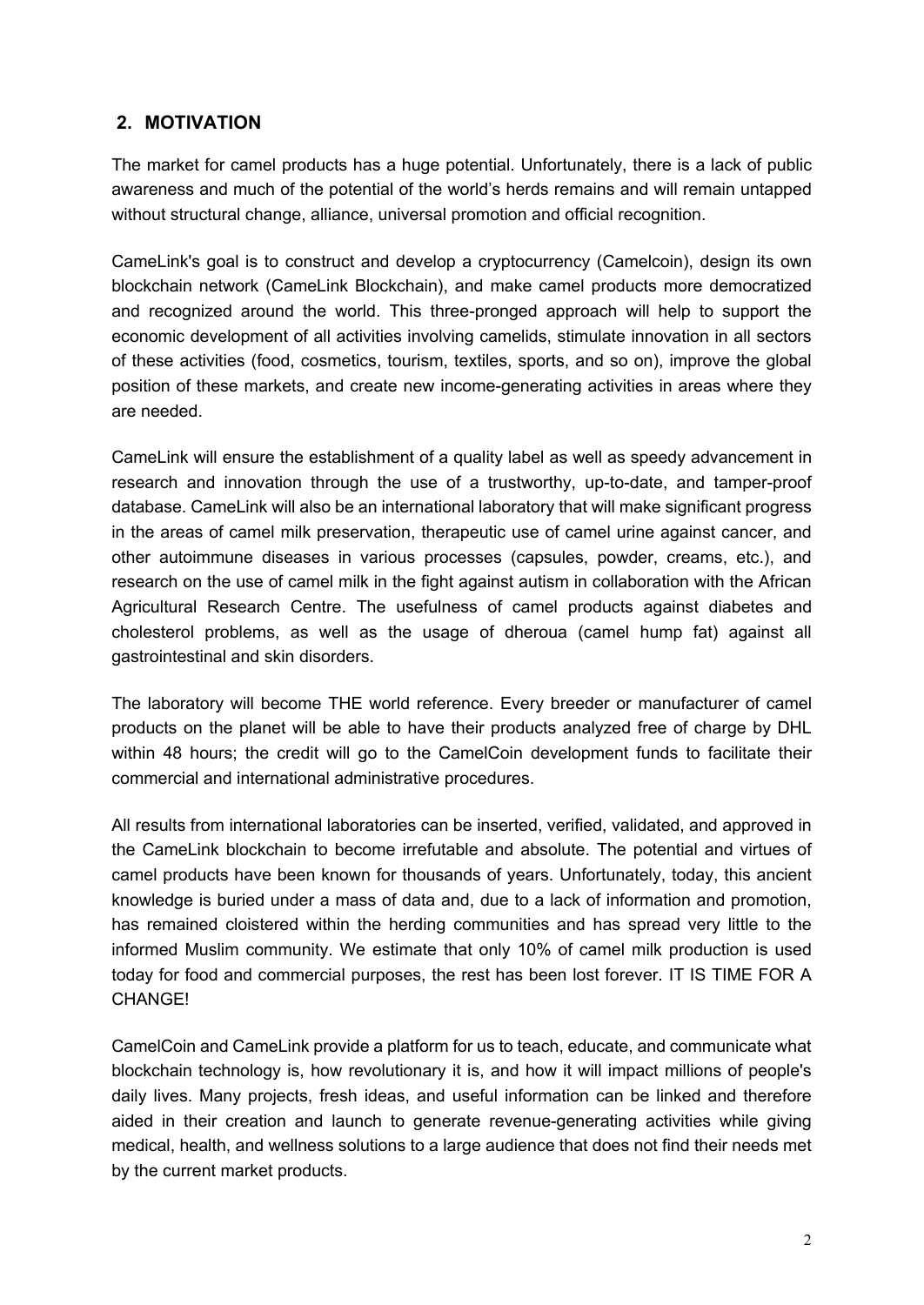## 2. MOTIVATION

The market for camel products has a huge potential. Unfortunately, there is a lack of public awareness and much of the potential of the world's herds remains and will remain untapped without structural change, alliance, universal promotion and official recognition.

CameLink's goal is to construct and develop a cryptocurrency (Camelcoin), design its own blockchain network (CameLink Blockchain), and make camel products more democratized and recognized around the world. This three-pronged approach will help to support the economic development of all activities involving camelids, stimulate innovation in all sectors of these activities (food, cosmetics, tourism, textiles, sports, and so on), improve the global position of these markets, and create new income-generating activities in areas where they are needed.

CameLink will ensure the establishment of a quality label as well as speedy advancement in research and innovation through the use of a trustworthy, up-to-date, and tamper-proof database. CameLink will also be an international laboratory that will make significant progress in the areas of camel milk preservation, therapeutic use of camel urine against cancer, and other autoimmune diseases in various processes (capsules, powder, creams, etc.), and research on the use of camel milk in the fight against autism in collaboration with the African Agricultural Research Centre. The usefulness of camel products against diabetes and cholesterol problems, as well as the usage of dheroua (camel hump fat) against all gastrointestinal and skin disorders.

The laboratory will become THE world reference. Every breeder or manufacturer of camel products on the planet will be able to have their products analyzed free of charge by DHL within 48 hours; the credit will go to the CamelCoin development funds to facilitate their commercial and international administrative procedures.

All results from international laboratories can be inserted, verified, validated, and approved in the CameLink blockchain to become irrefutable and absolute. The potential and virtues of camel products have been known for thousands of years. Unfortunately, today, this ancient knowledge is buried under a mass of data and, due to a lack of information and promotion, has remained cloistered within the herding communities and has spread very little to the informed Muslim community. We estimate that only 10% of camel milk production is used today for food and commercial purposes, the rest has been lost forever. IT IS TIME FOR A CHANGE!

CamelCoin and CameLink provide a platform for us to teach, educate, and communicate what blockchain technology is, how revolutionary it is, and how it will impact millions of people's daily lives. Many projects, fresh ideas, and useful information can be linked and therefore aided in their creation and launch to generate revenue-generating activities while giving medical, health, and wellness solutions to a large audience that does not find their needs met by the current market products.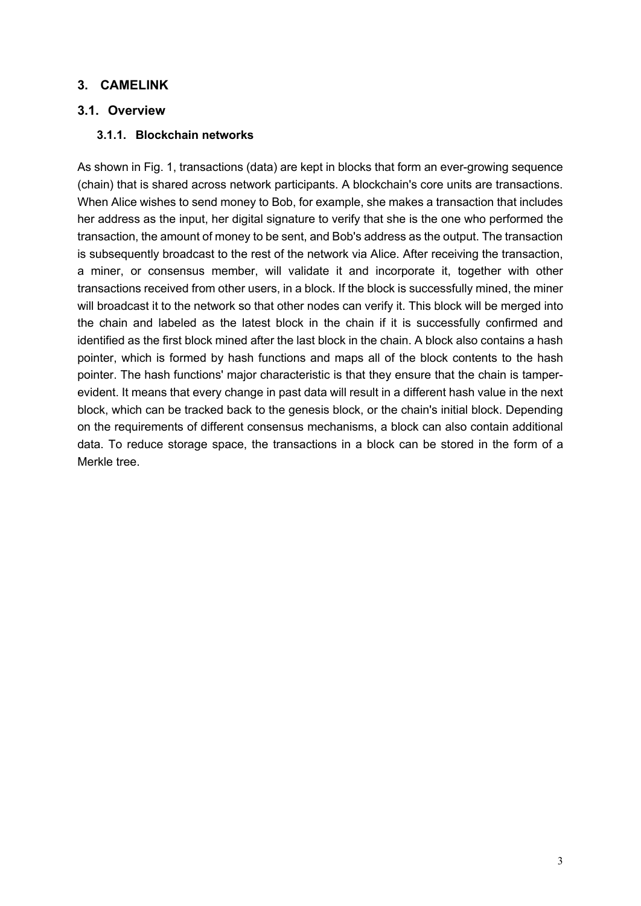## 3. CAMELINK

### 3.1. Overview

#### 3.1.1. Blockchain networks

As shown in Fig. 1, transactions (data) are kept in blocks that form an ever-growing sequence (chain) that is shared across network participants. A blockchain's core units are transactions. When Alice wishes to send money to Bob, for example, she makes a transaction that includes her address as the input, her digital signature to verify that she is the one who performed the transaction, the amount of money to be sent, and Bob's address as the output. The transaction is subsequently broadcast to the rest of the network via Alice. After receiving the transaction, a miner, or consensus member, will validate it and incorporate it, together with other transactions received from other users, in a block. If the block is successfully mined, the miner will broadcast it to the network so that other nodes can verify it. This block will be merged into the chain and labeled as the latest block in the chain if it is successfully confirmed and identified as the first block mined after the last block in the chain. A block also contains a hash pointer, which is formed by hash functions and maps all of the block contents to the hash pointer. The hash functions' major characteristic is that they ensure that the chain is tamper-evident. It means that every change in past data will result in a different hash value in the next block, which can be tracked back to the genesis block, or the chain's initial block. Depending on the requirements of different consensus mechanisms, a block can also contain additional data. To reduce storage space, the transactions in a block can be stored in the form of a Merkle tree.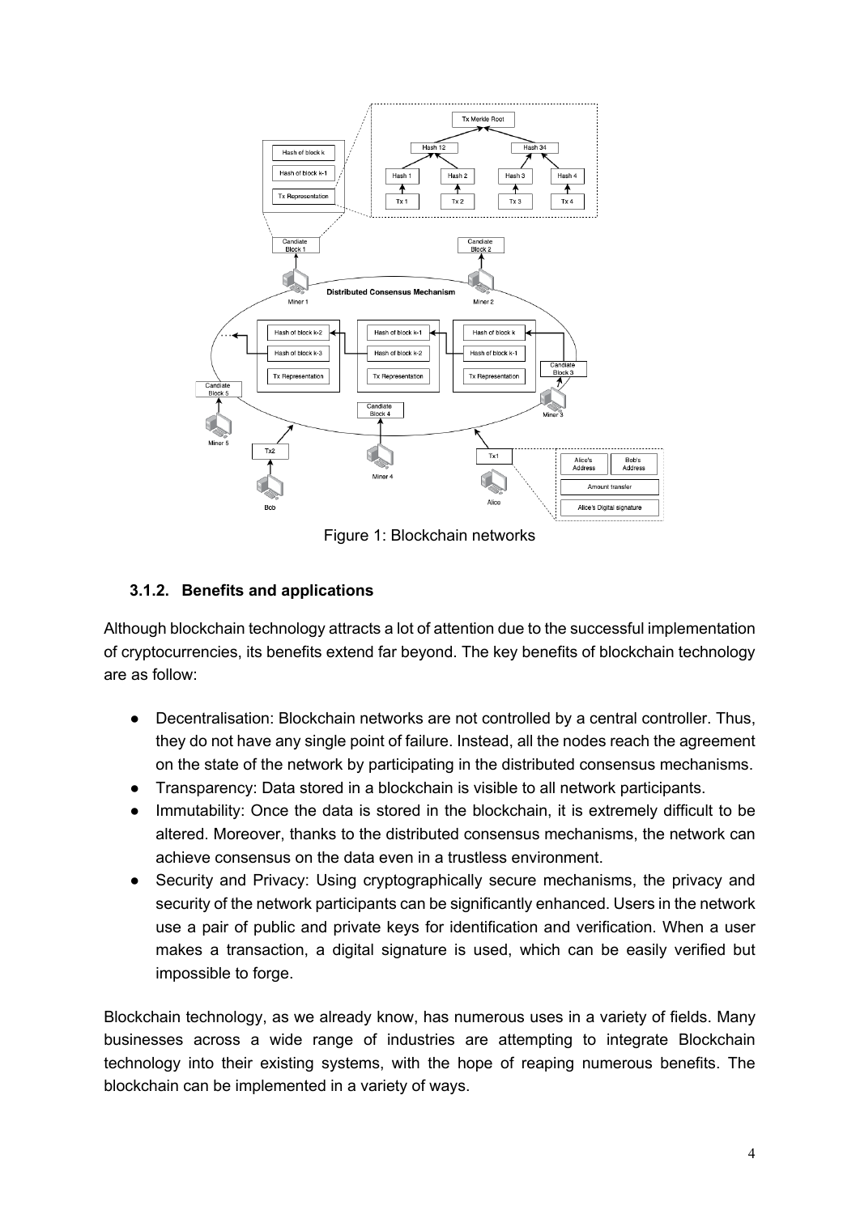Figure 1: Blockchain networks

### 3.1.2. Benefits and applications

Although blockchain technology attracts a lot of attention due to the successful implementation of cryptocurrencies, its benefits extend far beyond. The key benefits of blockchain technology are as follow:

- Decentralisation: Blockchain networks are not controlled by a central controller. Thus, they do not have any single point of failure. Instead, all the nodes reach the agreement on the state of the network by participating in the distributed consensus mechanisms.
- Transparency: Data stored in a blockchain is visible to all network participants.
- Immutability: Once the data is stored in the blockchain, it is extremely difficult to be altered. Moreover, thanks to the distributed consensus mechanisms, the network can achieve consensus on the data even in a trustless environment.
- Security and Privacy: Using cryptographically secure mechanisms, the privacy and security of the network participants can be significantly enhanced. Users in the network use a pair of public and private keys for identification and verification. When a user makes a transaction, a digital signature is used, which can be easily verified but impossible to forge.

Blockchain technology, as we already know, has numerous uses in a variety of fields. Many businesses across a wide range of industries are attempting to integrate Blockchain technology into their existing systems, with the hope of reaping numerous benefits. The blockchain can be implemented in a variety of ways.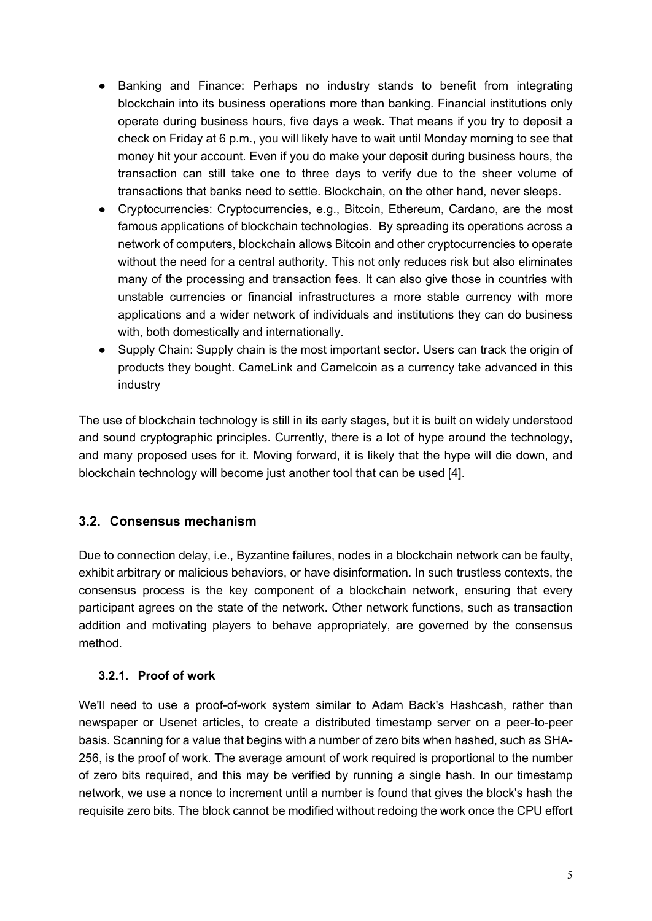- Banking and Finance: Perhaps no industry stands to benefit from integrating blockchain into its business operations more than banking. Financial institutions only operate during business hours, five days a week. That means if you try to deposit a check on Friday at 6 p.m., you will likely have to wait until Monday morning to see that money hit your account. Even if you do make your deposit during business hours, the transaction can still take one to three days to verify due to the sheer volume of transactions that banks need to settle. Blockchain, on the other hand, never sleeps.
- Cryptocurrencies: Cryptocurrencies, e.g., Bitcoin, Ethereum, Cardano, are the most famous applications of blockchain technologies. By spreading its operations across a network of computers, blockchain allows Bitcoin and other cryptocurrencies to operate without the need for a central authority. This not only reduces risk but also eliminates many of the processing and transaction fees. It can also give those in countries with unstable currencies or financial infrastructures a more stable currency with more applications and a wider network of individuals and institutions they can do business with, both domestically and internationally.
- Supply Chain: Supply chain is the most important sector. Users can track the origin of products they bought. CameLink and Camelcoin as a currency take advanced in this industry

The use of blockchain technology is still in its early stages, but it is built on widely understood and sound cryptographic principles. Currently, there is a lot of hype around the technology, and many proposed uses for it. Moving forward, it is likely that the hype will die down, and blockchain technology will become just another tool that can be used [4].

## 3.2. Consensus mechanism

Due to connection delay, i.e., Byzantine failures, nodes in a blockchain network can be faulty, exhibit arbitrary or malicious behaviors, or have disinformation. In such trustless contexts, the consensus process is the key component of a blockchain network, ensuring that every participant agrees on the state of the network. Other network functions, such as transaction addition and motivating players to behave appropriately, are governed by the consensus method.

### 3.2.1. Proof of work

We'll need to use a proof-of-work system similar to Adam Back's Hashcash, rather than newspaper or Usenet articles, to create a distributed timestamp server on a peer-to-peer basis. Scanning for a value that begins with a number of zero bits when hashed, such as SHA-256, is the proof of work. The average amount of work required is proportional to the number of zero bits required, and this may be verified by running a single hash. In our timestamp network, we use a nonce to increment until a number is found that gives the block's hash the requisite zero bits. The block cannot be modified without redoing the work once the CPU effort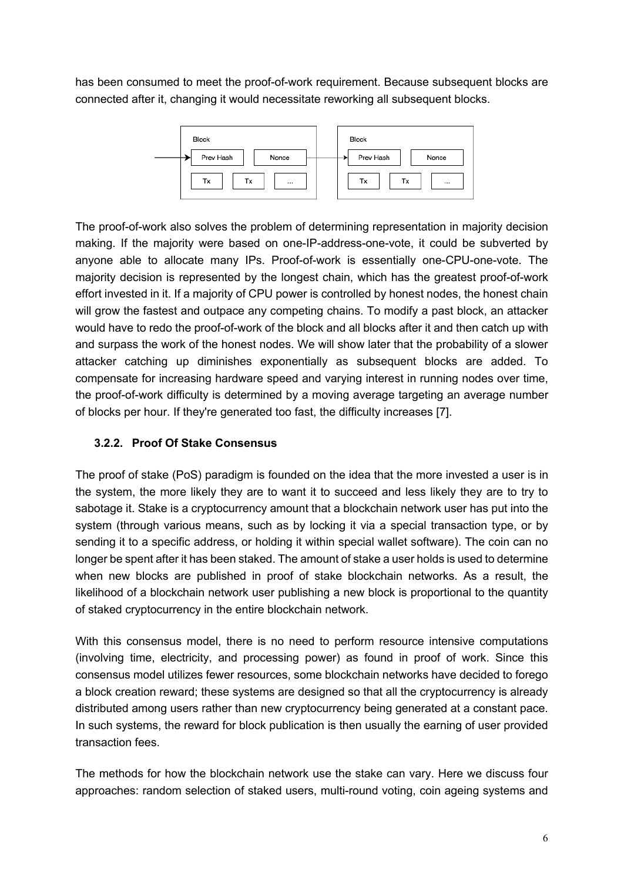has been consumed to meet the proof-of-work requirement. Because subsequent blocks are connected after it, changing it would necessitate reworking all subsequent blocks.

The proof-of-work also solves the problem of determining representation in majority decision making. If the majority were based on one-IP-address-one-vote, it could be subverted by anyone able to allocate many IPs. Proof-of-work is essentially one-CPU-one-vote. The majority decision is represented by the longest chain, which has the greatest proof-of-work effort invested in it. If a majority of CPU power is controlled by honest nodes, the honest chain will grow the fastest and outpace any competing chains. To modify a past block, an attacker would have to redo the proof-of-work of the block and all blocks after it and then catch up with and surpass the work of the honest nodes. We will show later that the probability of a slower attacker catching up diminishes exponentially as subsequent blocks are added. To compensate for increasing hardware speed and varying interest in running nodes over time, the proof-of-work difficulty is determined by a moving average targeting an average number of blocks per hour. If they're generated too fast, the difficulty increases [7].

### 3.2.2. Proof Of Stake Consensus

The proof of stake (PoS) paradigm is founded on the idea that the more invested a user is in the system, the more likely they are to want it to succeed and less likely they are to try to sabotage it. Stake is a cryptocurrency amount that a blockchain network user has put into the system (through various means, such as by locking it via a special transaction type, or by sending it to a specific address, or holding it within special wallet software). The coin can no longer be spent after it has been staked. The amount of stake a user holds is used to determine when new blocks are published in proof of stake blockchain networks. As a result, the likelihood of a blockchain network user publishing a new block is proportional to the quantity of staked cryptocurrency in the entire blockchain network.

With this consensus model, there is no need to perform resource intensive computations (involving time, electricity, and processing power) as found in proof of work. Since this consensus model utilizes fewer resources, some blockchain networks have decided to forego a block creation reward; these systems are designed so that all the cryptocurrency is already distributed among users rather than new cryptocurrency being generated at a constant pace. In such systems, the reward for block publication is then usually the earning of user provided transaction fees.

The methods for how the blockchain network use the stake can vary. Here we discuss four approaches: random selection of staked users, multi-round voting, coin ageing systems and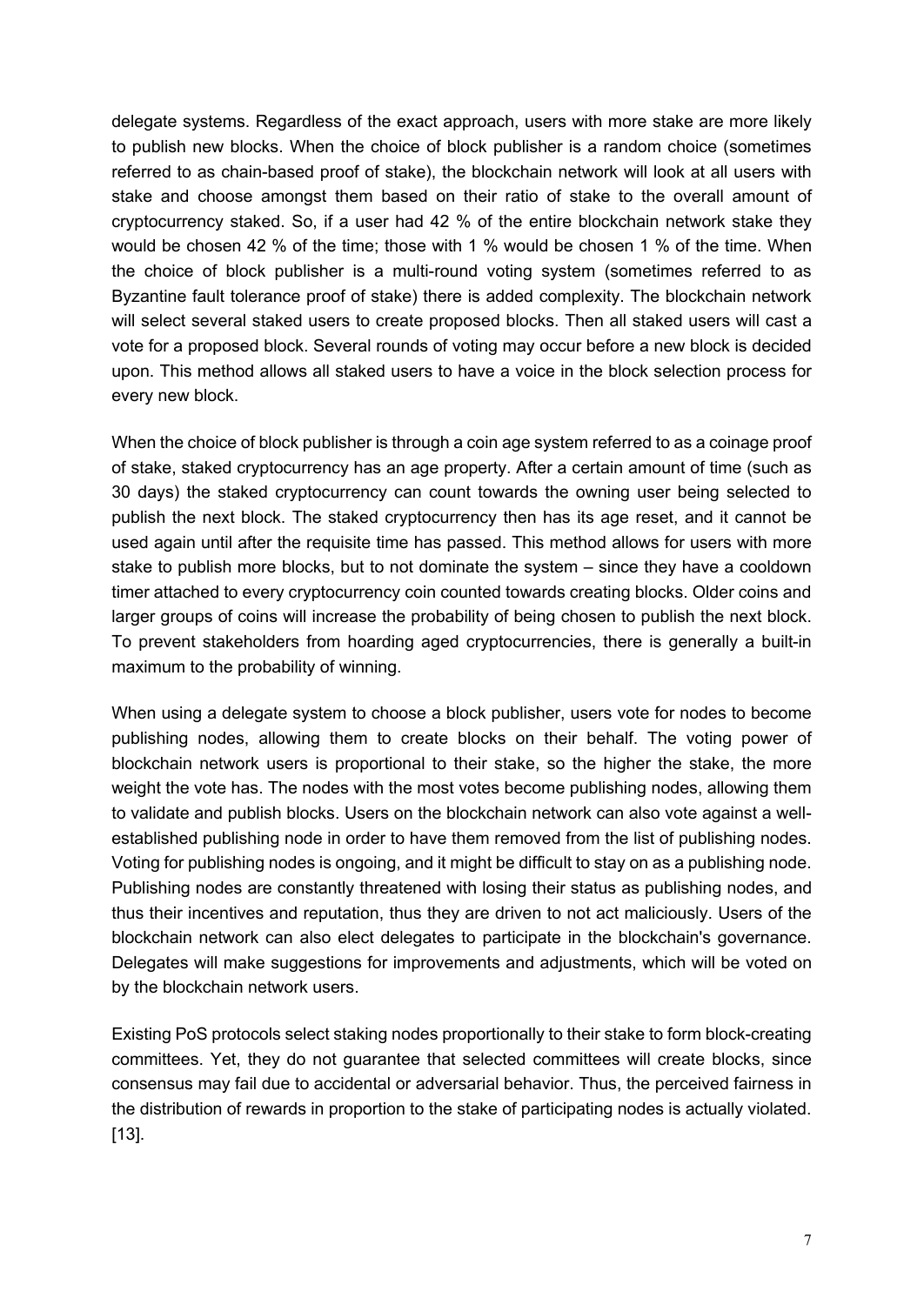delegate systems. Regardless of the exact approach, users with more stake are more likely to publish new blocks. When the choice of block publisher is a random choice (sometimes referred to as chain-based proof of stake), the blockchain network will look at all users with stake and choose amongst them based on their ratio of stake to the overall amount of cryptocurrency staked. So, if a user had 42 % of the entire blockchain network stake they would be chosen 42 % of the time; those with 1 % would be chosen 1 % of the time. When the choice of block publisher is a multi-round voting system (sometimes referred to as Byzantine fault tolerance proof of stake) there is added complexity. The blockchain network will select several staked users to create proposed blocks. Then all staked users will cast a vote for a proposed block. Several rounds of voting may occur before a new block is decided upon. This method allows all staked users to have a voice in the block selection process for every new block.

When the choice of block publisher is through a coin age system referred to as a coinage proof of stake, staked cryptocurrency has an age property. After a certain amount of time (such as 30 days) the staked cryptocurrency can count towards the owning user being selected to publish the next block. The staked cryptocurrency then has its age reset, and it cannot be used again until after the requisite time has passed. This method allows for users with more stake to publish more blocks, but to not dominate the system – since they have a cooldown timer attached to every cryptocurrency coin counted towards creating blocks. Older coins and larger groups of coins will increase the probability of being chosen to publish the next block. To prevent stakeholders from hoarding aged cryptocurrencies, there is generally a built-in maximum to the probability of winning.

When using a delegate system to choose a block publisher, users vote for nodes to become publishing nodes, allowing them to create blocks on their behalf. The voting power of blockchain network users is proportional to their stake, so the higher the stake, the more weight the vote has. The nodes with the most votes become publishing nodes, allowing them to validate and publish blocks. Users on the blockchain network can also vote against a well-established publishing node in order to have them removed from the list of publishing nodes. Voting for publishing nodes is ongoing, and it might be difficult to stay on as a publishing node. Publishing nodes are constantly threatened with losing their status as publishing nodes, and thus their incentives and reputation, thus they are driven to not act maliciously. Users of the blockchain network can also elect delegates to participate in the blockchain's governance. Delegates will make suggestions for improvements and adjustments, which will be voted on by the blockchain network users.

Existing PoS protocols select staking nodes proportionally to their stake to form block-creating committees. Yet, they do not guarantee that selected committees will create blocks, since consensus may fail due to accidental or adversarial behavior. Thus, the perceived fairness in the distribution of rewards in proportion to the stake of participating nodes is actually violated. [13].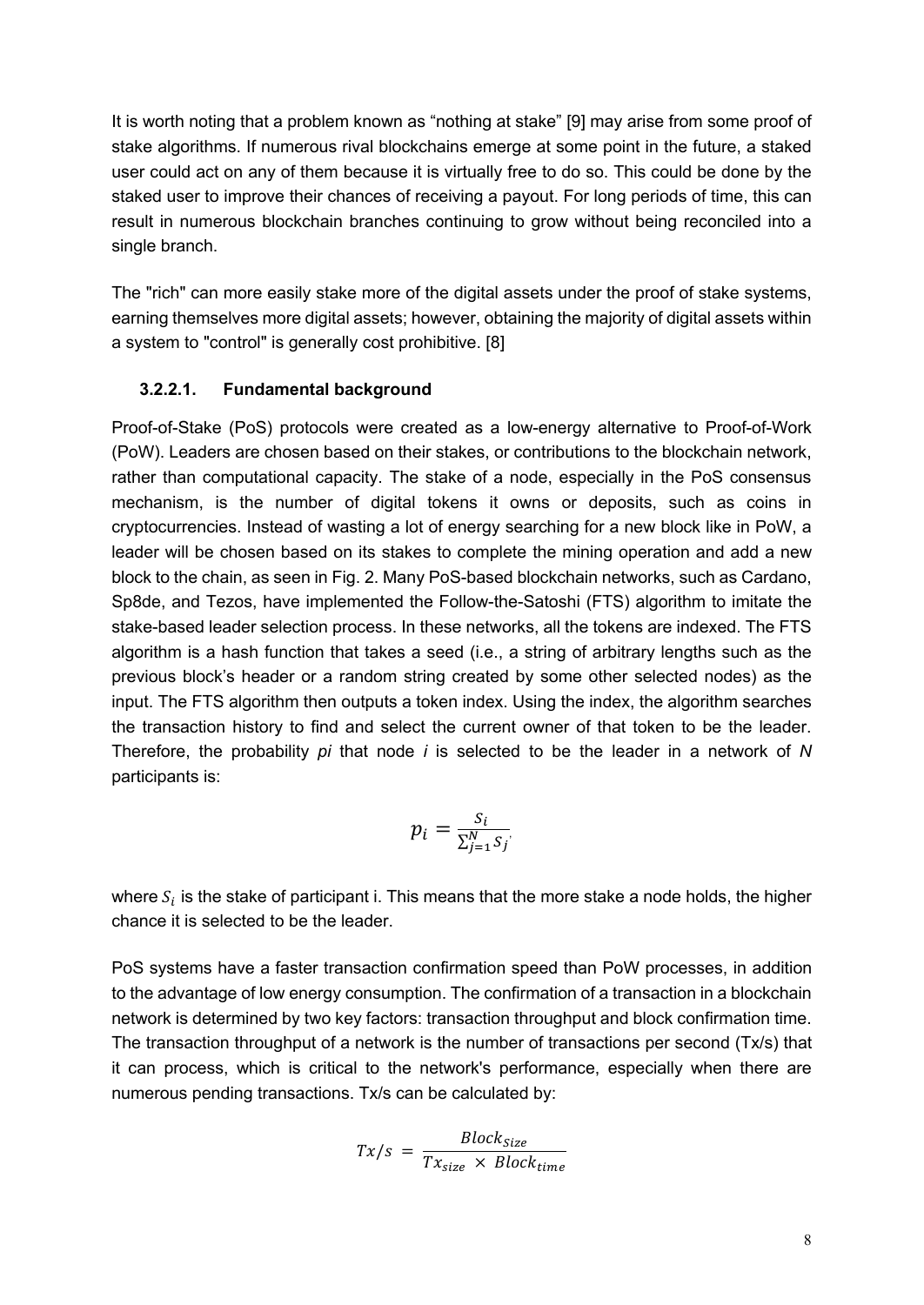It is worth noting that a problem known as "nothing at stake" [9] may arise from some proof of stake algorithms. If numerous rival blockchains emerge at some point in the future, a staked user could act on any of them because it is virtually free to do so. This could be done by the staked user to improve their chances of receiving a payout. For long periods of time, this can result in numerous blockchain branches continuing to grow without being reconciled into a single branch.

The "rich" can more easily stake more of the digital assets under the proof of stake systems, earning themselves more digital assets; however, obtaining the majority of digital assets within a system to "control" is generally cost prohibitive. [8]

#### 3.2.2.1. Fundamental background

Proof-of-Stake (PoS) protocols were created as a low-energy alternative to Proof-of-Work (PoW). Leaders are chosen based on their stakes, or contributions to the blockchain network, rather than computational capacity. The stake of a node, especially in the PoS consensus mechanism, is the number of digital tokens it owns or deposits, such as coins in cryptocurrencies. Instead of wasting a lot of energy searching for a new block like in PoW, a leader will be chosen based on its stakes to complete the mining operation and add a new block to the chain, as seen in Fig. 2. Many PoS-based blockchain networks, such as Cardano, Sp8de, and Tezos, have implemented the Follow-the-Satoshi (FTS) algorithm to imitate the stake-based leader selection process. In these networks, all the tokens are indexed. The FTS algorithm is a hash function that takes a seed (i.e., a string of arbitrary lengths such as the previous block's header or a random string created by some other selected nodes) as the input. The FTS algorithm then outputs a token index. Using the index, the algorithm searches the transaction history to find and select the current owner of that token to be the leader. Therefore, the probability *pi* that node *i* is selected to be the leader in a network of *N* participants is:

$$p_i = \frac{S_i}{\sum_{j=1}^{N} S_j}$$

where $S_i$ is the stake of participant i. This means that the more stake a node holds, the higher chance it is selected to be the leader.

PoS systems have a faster transaction confirmation speed than PoW processes, in addition to the advantage of low energy consumption. The confirmation of a transaction in a blockchain network is determined by two key factors: transaction throughput and block confirmation time. The transaction throughput of a network is the number of transactions per second (Tx/s) that it can process, which is critical to the network's performance, especially when there are numerous pending transactions. Tx/s can be calculated by:

$$Tx/s = \frac{Block_{Size}}{Tx_{size} \times Block_{time}}$$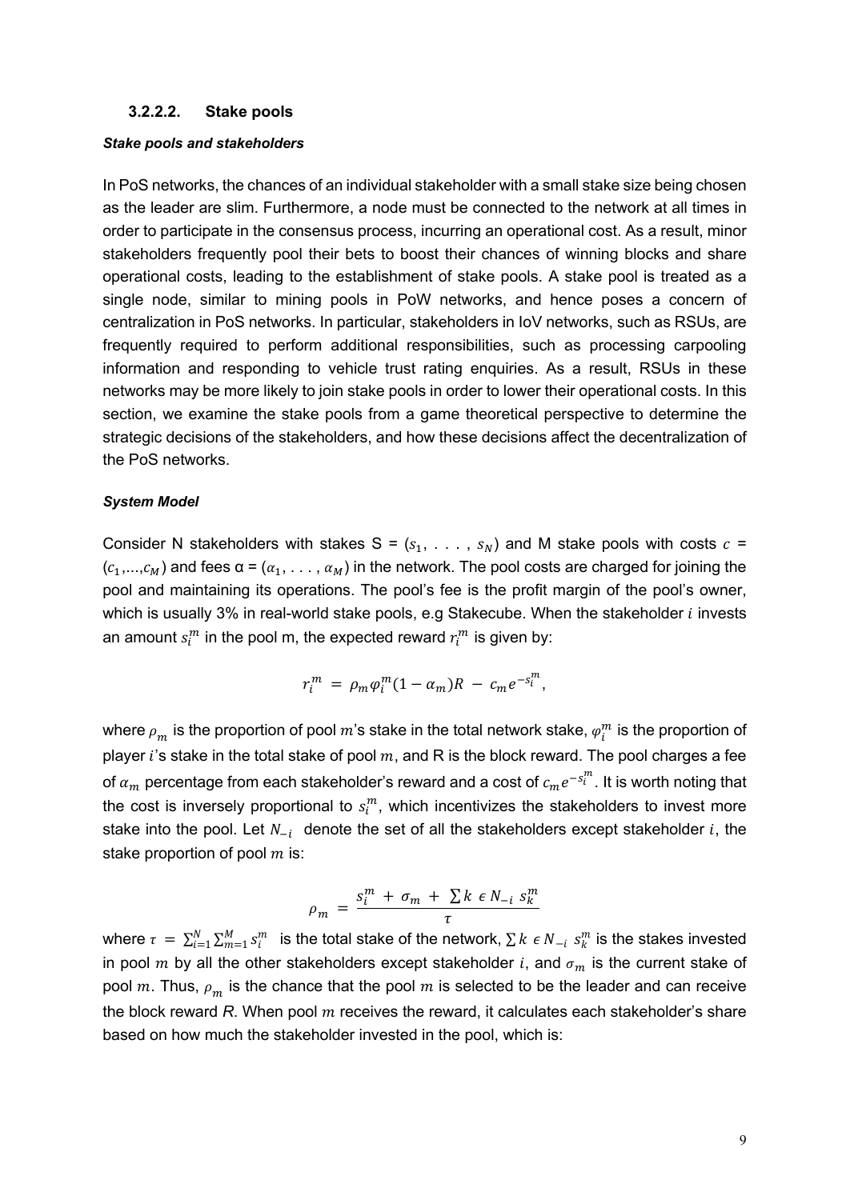#### 3.2.2.2. Stake pools

***Stake pools and stakeholders***

In PoS networks, the chances of an individual stakeholder with a small stake size being chosen as the leader are slim. Furthermore, a node must be connected to the network at all times in order to participate in the consensus process, incurring an operational cost. As a result, minor stakeholders frequently pool their bets to boost their chances of winning blocks and share operational costs, leading to the establishment of stake pools. A stake pool is treated as a single node, similar to mining pools in PoW networks, and hence poses a concern of centralization in PoS networks. In particular, stakeholders in IoV networks, such as RSUs, are frequently required to perform additional responsibilities, such as processing carpooling information and responding to vehicle trust rating enquiries. As a result, RSUs in these networks may be more likely to join stake pools in order to lower their operational costs. In this section, we examine the stake pools from a game theoretical perspective to determine the strategic decisions of the stakeholders, and how these decisions affect the decentralization of the PoS networks.

***System Model***

Consider N stakeholders with stakes S = $(s_1, \ldots, s_N)$ and M stake pools with costs $c$ = $(c_1,\ldots,c_M)$ and fees α = $(\alpha_1, \ldots, \alpha_M)$ in the network. The pool costs are charged for joining the pool and maintaining its operations. The pool's fee is the profit margin of the pool's owner, which is usually 3% in real-world stake pools, e.g Stakecube. When the stakeholder $i$ invests an amount $s_i^m$ in the pool m, the expected reward $r_i^m$ is given by:

$$r_i^m = \rho_m \varphi_i^m (1 - \alpha_m) R - c_m e^{-s_i^m},$$

where $\rho_m$ is the proportion of pool $m$'s stake in the total network stake, $\varphi_i^m$ is the proportion of player $i$'s stake in the total stake of pool $m$, and R is the block reward. The pool charges a fee of $\alpha_m$ percentage from each stakeholder's reward and a cost of $c_m e^{-s_i^m}$. It is worth noting that the cost is inversely proportional to $s_i^m$, which incentivizes the stakeholders to invest more stake into the pool. Let $N_{-i}$ denote the set of all the stakeholders except stakeholder $i$, the stake proportion of pool $m$ is:

$$\rho_m = \frac{s_i^m + \sigma_m + \sum k \in N_{-i}\ s_k^m}{\tau}$$

where $\tau = \sum_{i=1}^{N} \sum_{m=1}^{M} s_i^m$ is the total stake of the network, $\sum k \in N_{-i}\ s_k^m$ is the stakes invested in pool $m$ by all the other stakeholders except stakeholder $i$, and $\sigma_m$ is the current stake of pool $m$. Thus, $\rho_m$ is the chance that the pool $m$ is selected to be the leader and can receive the block reward *R*. When pool $m$ receives the reward, it calculates each stakeholder's share based on how much the stakeholder invested in the pool, which is: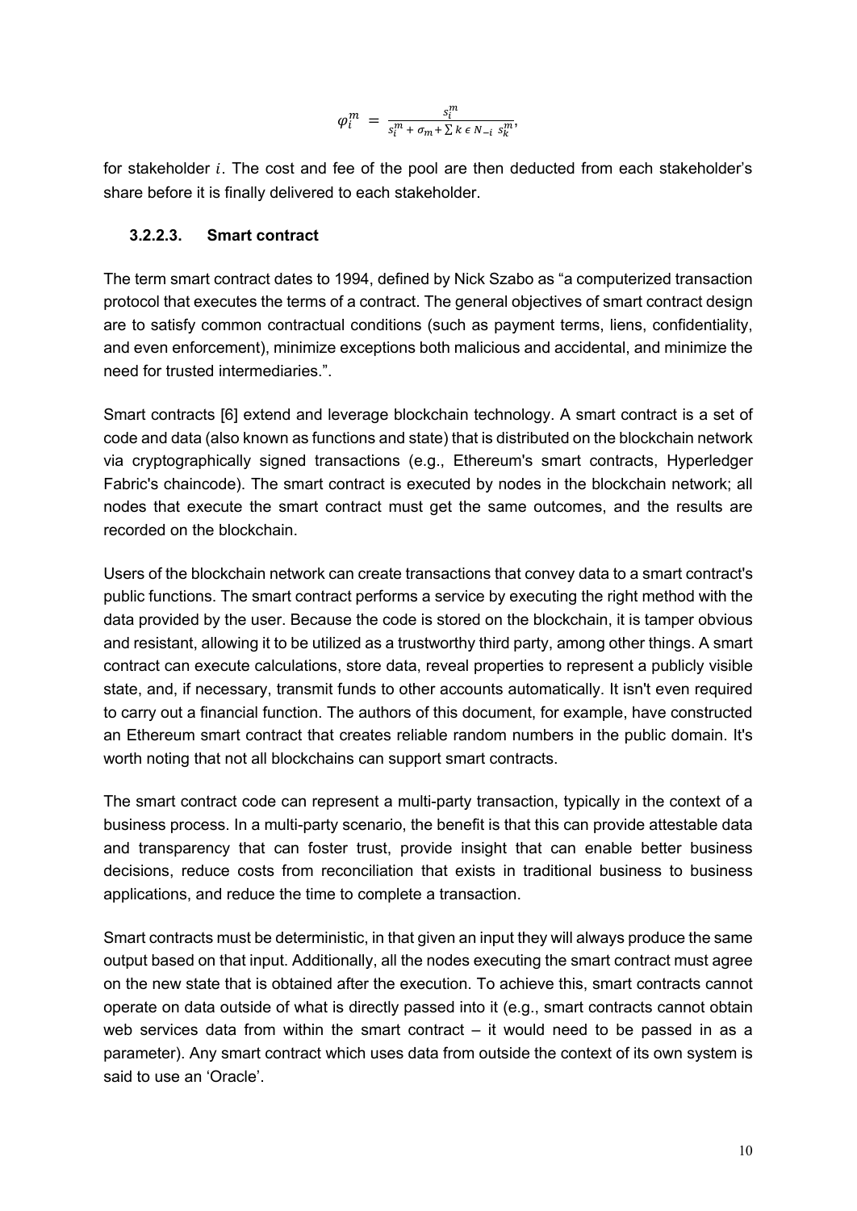$$\varphi_i^m = \frac{s_i^m}{s_i^m + \sigma_m + \sum k \in N_{-i} \; s_k^m},$$

for stakeholder $i$. The cost and fee of the pool are then deducted from each stakeholder's share before it is finally delivered to each stakeholder.

#### 3.2.2.3. Smart contract

The term smart contract dates to 1994, defined by Nick Szabo as "a computerized transaction protocol that executes the terms of a contract. The general objectives of smart contract design are to satisfy common contractual conditions (such as payment terms, liens, confidentiality, and even enforcement), minimize exceptions both malicious and accidental, and minimize the need for trusted intermediaries.".

Smart contracts [6] extend and leverage blockchain technology. A smart contract is a set of code and data (also known as functions and state) that is distributed on the blockchain network via cryptographically signed transactions (e.g., Ethereum's smart contracts, Hyperledger Fabric's chaincode). The smart contract is executed by nodes in the blockchain network; all nodes that execute the smart contract must get the same outcomes, and the results are recorded on the blockchain.

Users of the blockchain network can create transactions that convey data to a smart contract's public functions. The smart contract performs a service by executing the right method with the data provided by the user. Because the code is stored on the blockchain, it is tamper obvious and resistant, allowing it to be utilized as a trustworthy third party, among other things. A smart contract can execute calculations, store data, reveal properties to represent a publicly visible state, and, if necessary, transmit funds to other accounts automatically. It isn't even required to carry out a financial function. The authors of this document, for example, have constructed an Ethereum smart contract that creates reliable random numbers in the public domain. It's worth noting that not all blockchains can support smart contracts.

The smart contract code can represent a multi-party transaction, typically in the context of a business process. In a multi-party scenario, the benefit is that this can provide attestable data and transparency that can foster trust, provide insight that can enable better business decisions, reduce costs from reconciliation that exists in traditional business to business applications, and reduce the time to complete a transaction.

Smart contracts must be deterministic, in that given an input they will always produce the same output based on that input. Additionally, all the nodes executing the smart contract must agree on the new state that is obtained after the execution. To achieve this, smart contracts cannot operate on data outside of what is directly passed into it (e.g., smart contracts cannot obtain web services data from within the smart contract – it would need to be passed in as a parameter). Any smart contract which uses data from outside the context of its own system is said to use an 'Oracle'.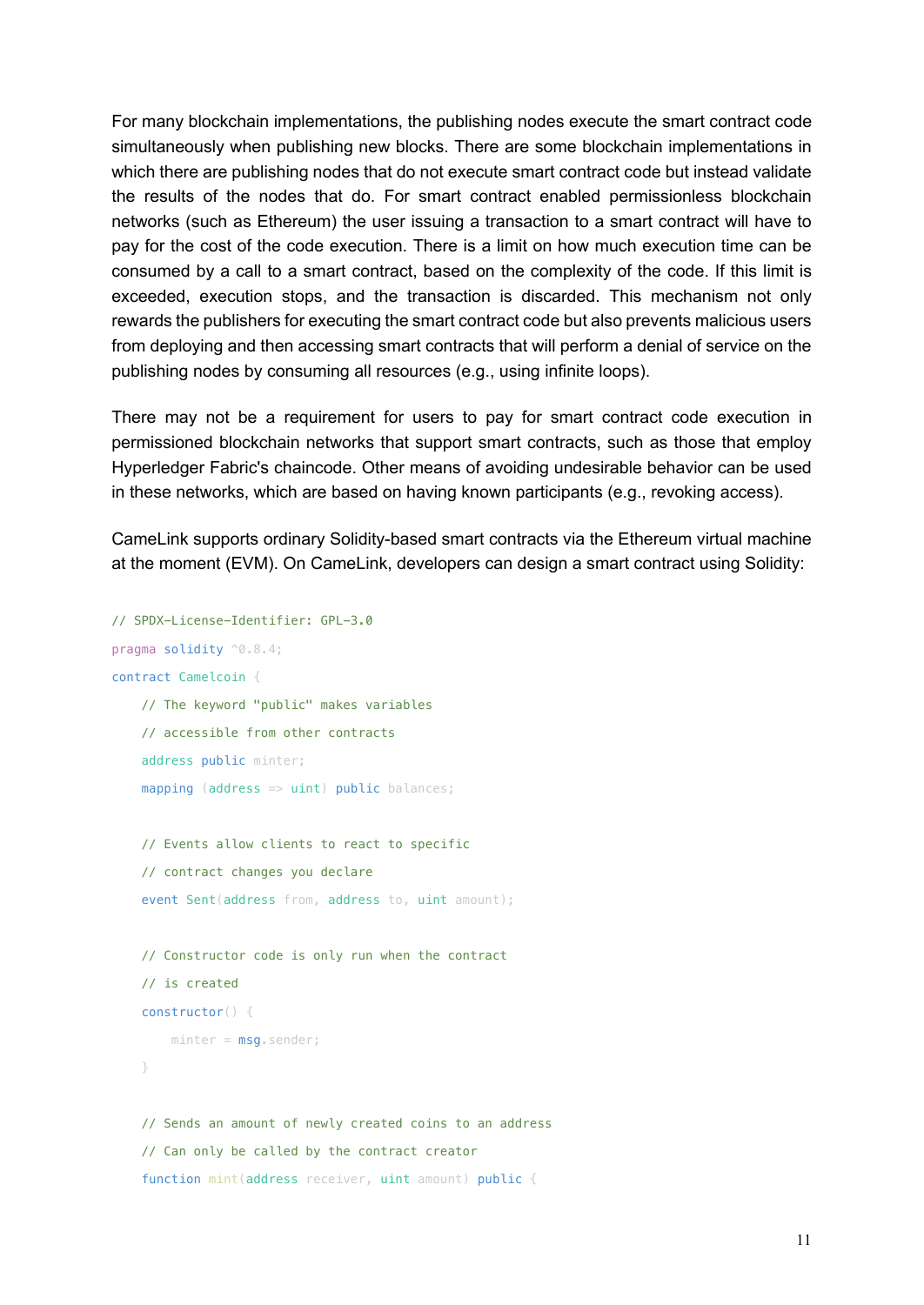For many blockchain implementations, the publishing nodes execute the smart contract code simultaneously when publishing new blocks. There are some blockchain implementations in which there are publishing nodes that do not execute smart contract code but instead validate the results of the nodes that do. For smart contract enabled permissionless blockchain networks (such as Ethereum) the user issuing a transaction to a smart contract will have to pay for the cost of the code execution. There is a limit on how much execution time can be consumed by a call to a smart contract, based on the complexity of the code. If this limit is exceeded, execution stops, and the transaction is discarded. This mechanism not only rewards the publishers for executing the smart contract code but also prevents malicious users from deploying and then accessing smart contracts that will perform a denial of service on the publishing nodes by consuming all resources (e.g., using infinite loops).

There may not be a requirement for users to pay for smart contract code execution in permissioned blockchain networks that support smart contracts, such as those that employ Hyperledger Fabric's chaincode. Other means of avoiding undesirable behavior can be used in these networks, which are based on having known participants (e.g., revoking access).

CameLink supports ordinary Solidity-based smart contracts via the Ethereum virtual machine at the moment (EVM). On CameLink, developers can design a smart contract using Solidity:

```
// SPDX-License-Identifier: GPL-3.0
pragma solidity ^0.8.4;
contract Camelcoin {
    // The keyword "public" makes variables
    // accessible from other contracts
    address public minter;
    mapping (address => uint) public balances;

    // Events allow clients to react to specific
    // contract changes you declare
    event Sent(address from, address to, uint amount);

    // Constructor code is only run when the contract
    // is created
    constructor() {
        minter = msg.sender;
    }

    // Sends an amount of newly created coins to an address
    // Can only be called by the contract creator
    function mint(address receiver, uint amount) public {
```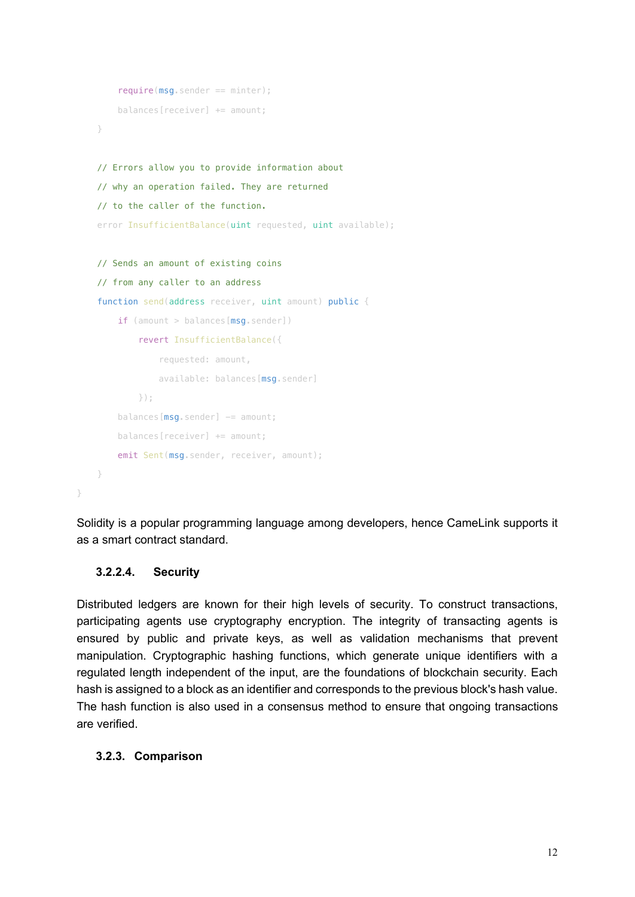```
        require(msg.sender == minter);
        balances[receiver] += amount;
    }

    // Errors allow you to provide information about
    // why an operation failed. They are returned
    // to the caller of the function.
    error InsufficientBalance(uint requested, uint available);

    // Sends an amount of existing coins
    // from any caller to an address
    function send(address receiver, uint amount) public {
        if (amount > balances[msg.sender])
            revert InsufficientBalance({
                requested: amount,
                available: balances[msg.sender]
            });
        balances[msg.sender] -= amount;
        balances[receiver] += amount;
        emit Sent(msg.sender, receiver, amount);
    }
}
```

Solidity is a popular programming language among developers, hence CameLink supports it as a smart contract standard.

#### 3.2.2.4. Security

Distributed ledgers are known for their high levels of security. To construct transactions, participating agents use cryptography encryption. The integrity of transacting agents is ensured by public and private keys, as well as validation mechanisms that prevent manipulation. Cryptographic hashing functions, which generate unique identifiers with a regulated length independent of the input, are the foundations of blockchain security. Each hash is assigned to a block as an identifier and corresponds to the previous block's hash value. The hash function is also used in a consensus method to ensure that ongoing transactions are verified.

### 3.2.3. Comparison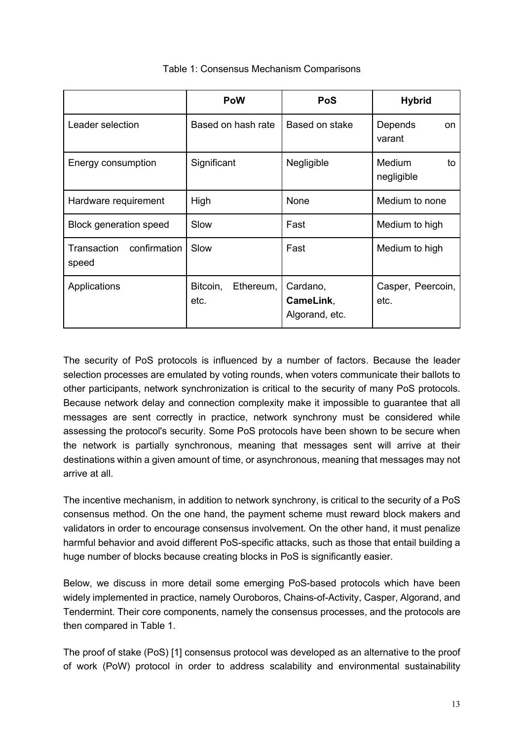Table 1: Consensus Mechanism Comparisons

| | **PoW** | **PoS** | **Hybrid** |
|---|---|---|---|
| Leader selection | Based on hash rate | Based on stake | Depends on varant |
| Energy consumption | Significant | Negligible | Medium to negligible |
| Hardware requirement | High | None | Medium to none |
| Block generation speed | Slow | Fast | Medium to high |
| Transaction confirmation speed | Slow | Fast | Medium to high |
| Applications | Bitcoin, Ethereum, etc. | Cardano, **CameLink**, Algorand, etc. | Casper, Peercoin, etc. |

The security of PoS protocols is influenced by a number of factors. Because the leader selection processes are emulated by voting rounds, when voters communicate their ballots to other participants, network synchronization is critical to the security of many PoS protocols. Because network delay and connection complexity make it impossible to guarantee that all messages are sent correctly in practice, network synchrony must be considered while assessing the protocol's security. Some PoS protocols have been shown to be secure when the network is partially synchronous, meaning that messages sent will arrive at their destinations within a given amount of time, or asynchronous, meaning that messages may not arrive at all.

The incentive mechanism, in addition to network synchrony, is critical to the security of a PoS consensus method. On the one hand, the payment scheme must reward block makers and validators in order to encourage consensus involvement. On the other hand, it must penalize harmful behavior and avoid different PoS-specific attacks, such as those that entail building a huge number of blocks because creating blocks in PoS is significantly easier.

Below, we discuss in more detail some emerging PoS-based protocols which have been widely implemented in practice, namely Ouroboros, Chains-of-Activity, Casper, Algorand, and Tendermint. Their core components, namely the consensus processes, and the protocols are then compared in Table 1.

The proof of stake (PoS) [1] consensus protocol was developed as an alternative to the proof of work (PoW) protocol in order to address scalability and environmental sustainability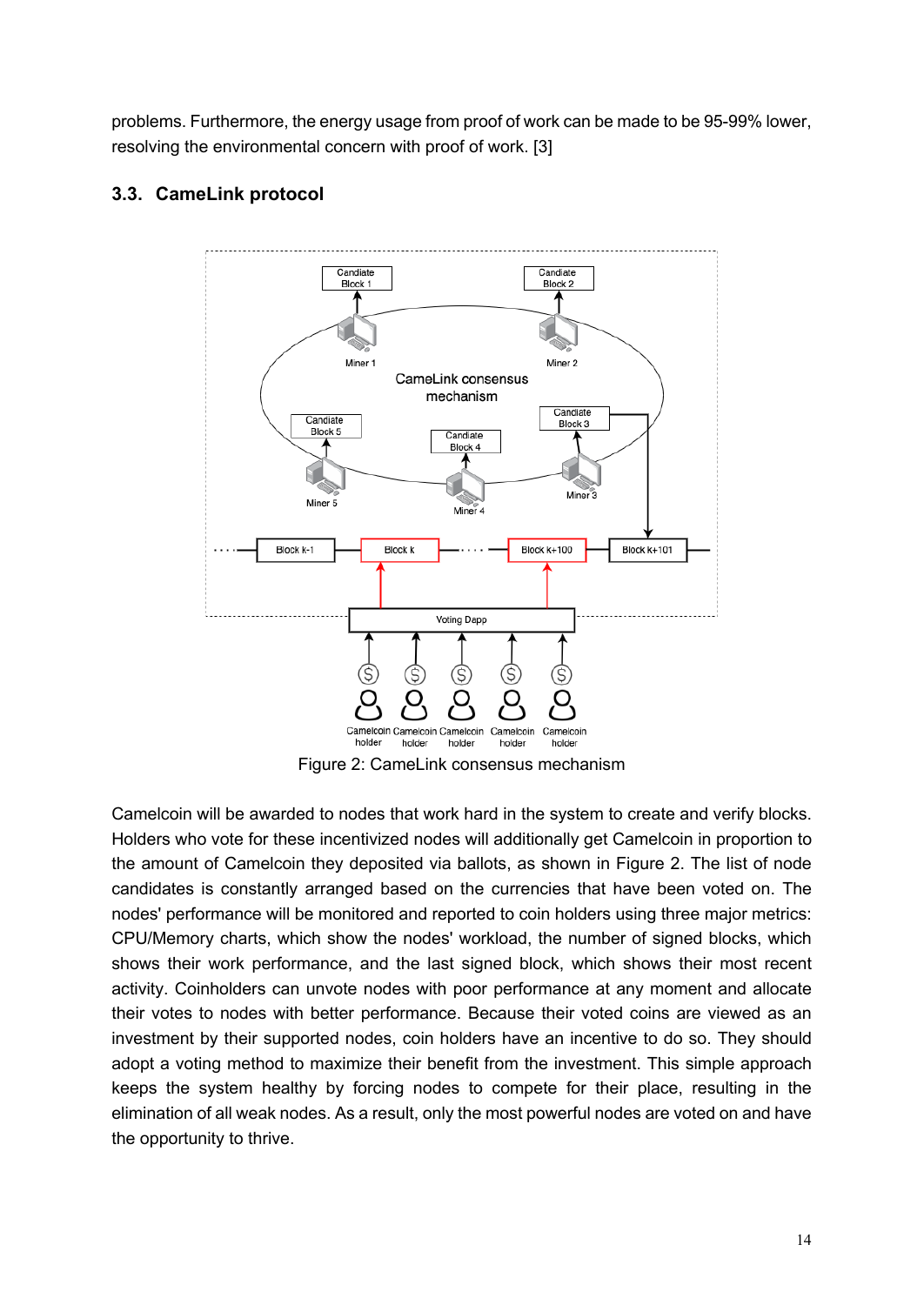problems. Furthermore, the energy usage from proof of work can be made to be 95-99% lower, resolving the environmental concern with proof of work. [3]

### 3.3. CameLink protocol

Figure 2: CameLink consensus mechanism

Camelcoin will be awarded to nodes that work hard in the system to create and verify blocks. Holders who vote for these incentivized nodes will additionally get Camelcoin in proportion to the amount of Camelcoin they deposited via ballots, as shown in Figure 2. The list of node candidates is constantly arranged based on the currencies that have been voted on. The nodes' performance will be monitored and reported to coin holders using three major metrics: CPU/Memory charts, which show the nodes' workload, the number of signed blocks, which shows their work performance, and the last signed block, which shows their most recent activity. Coinholders can unvote nodes with poor performance at any moment and allocate their votes to nodes with better performance. Because their voted coins are viewed as an investment by their supported nodes, coin holders have an incentive to do so. They should adopt a voting method to maximize their benefit from the investment. This simple approach keeps the system healthy by forcing nodes to compete for their place, resulting in the elimination of all weak nodes. As a result, only the most powerful nodes are voted on and have the opportunity to thrive.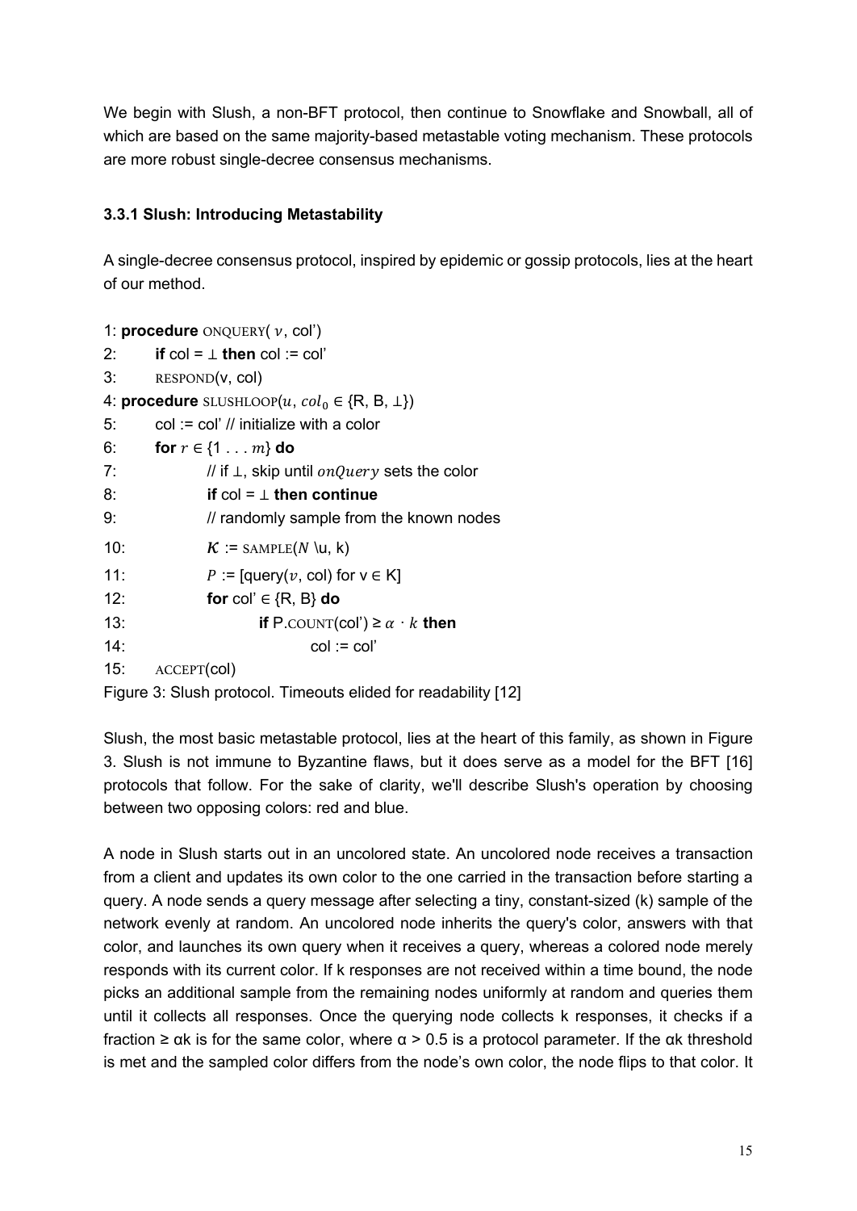We begin with Slush, a non-BFT protocol, then continue to Snowflake and Snowball, all of which are based on the same majority-based metastable voting mechanism. These protocols are more robust single-decree consensus mechanisms.

### 3.3.1 Slush: Introducing Metastability

A single-decree consensus protocol, inspired by epidemic or gossip protocols, lies at the heart of our method.

```
1: procedure ONQUERY(v, col')
2:      if col = ⊥ then col := col'
3:      RESPOND(v, col)
4: procedure SLUSHLOOP(u, col_0 ∈ {R, B, ⊥})
5:      col := col' // initialize with a color
6:      for r ∈ {1 . . . m} do
7:              // if ⊥, skip until onQuery sets the color
8:              if col = ⊥ then continue
9:              // randomly sample from the known nodes
10:             K := SAMPLE(N \u, k)
11:             P := [query(v, col) for v ∈ K]
12:             for col' ∈ {R, B} do
13:                     if P.COUNT(col') ≥ α · k then
14:                             col := col'
15:     ACCEPT(col)
```

Figure 3: Slush protocol. Timeouts elided for readability [12]

Slush, the most basic metastable protocol, lies at the heart of this family, as shown in Figure 3. Slush is not immune to Byzantine flaws, but it does serve as a model for the BFT [16] protocols that follow. For the sake of clarity, we'll describe Slush's operation by choosing between two opposing colors: red and blue.

A node in Slush starts out in an uncolored state. An uncolored node receives a transaction from a client and updates its own color to the one carried in the transaction before starting a query. A node sends a query message after selecting a tiny, constant-sized (k) sample of the network evenly at random. An uncolored node inherits the query's color, answers with that color, and launches its own query when it receives a query, whereas a colored node merely responds with its current color. If k responses are not received within a time bound, the node picks an additional sample from the remaining nodes uniformly at random and queries them until it collects all responses. Once the querying node collects k responses, it checks if a fraction ≥ αk is for the same color, where α > 0.5 is a protocol parameter. If the αk threshold is met and the sampled color differs from the node's own color, the node flips to that color. It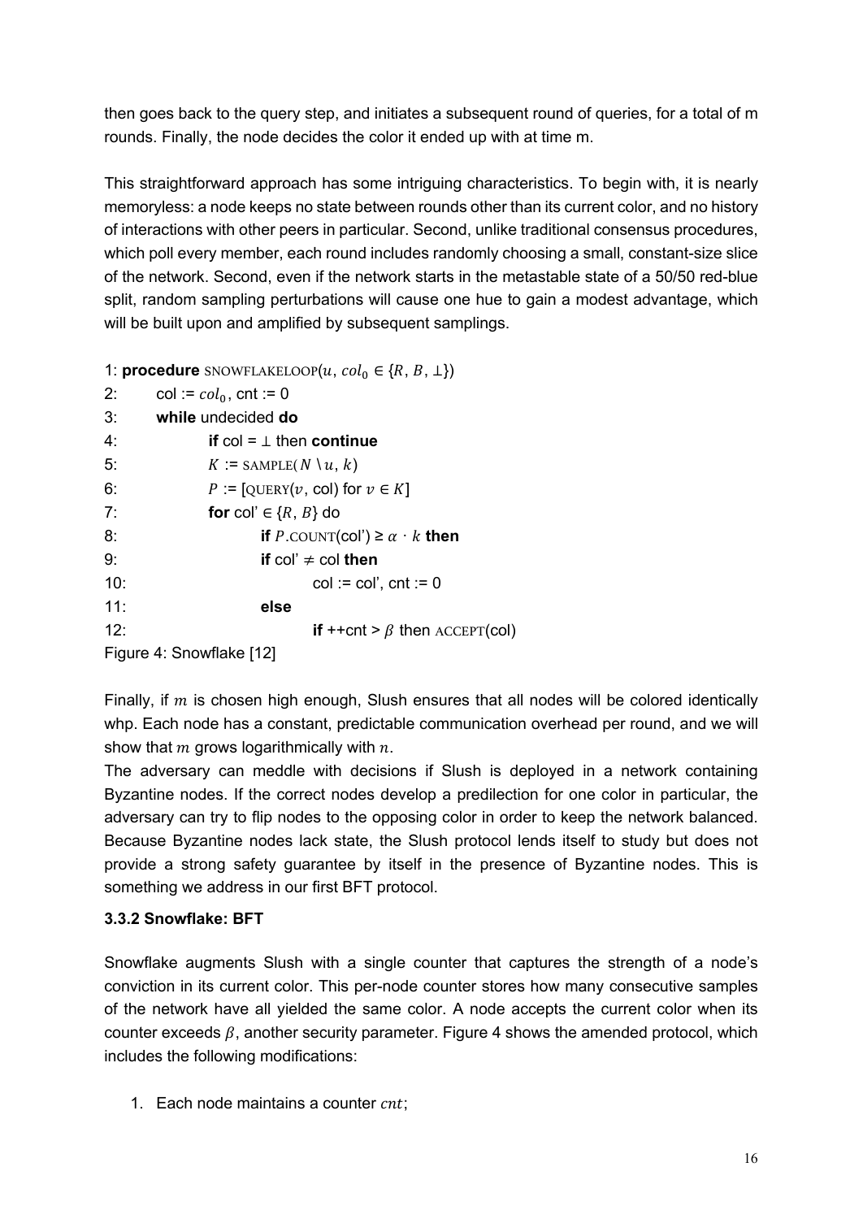then goes back to the query step, and initiates a subsequent round of queries, for a total of m rounds. Finally, the node decides the color it ended up with at time m.

This straightforward approach has some intriguing characteristics. To begin with, it is nearly memoryless: a node keeps no state between rounds other than its current color, and no history of interactions with other peers in particular. Second, unlike traditional consensus procedures, which poll every member, each round includes randomly choosing a small, constant-size slice of the network. Second, even if the network starts in the metastable state of a 50/50 red-blue split, random sampling perturbations will cause one hue to gain a modest advantage, which will be built upon and amplified by subsequent samplings.

```
1: procedure SNOWFLAKELOOP(u, col_0 ∈ {R, B, ⊥})
2:     col := col_0, cnt := 0
3:     while undecided do
4:         if col = ⊥ then continue
5:         K := SAMPLE(N \ u, k)
6:         P := [QUERY(v, col) for v ∈ K]
7:         for col' ∈ {R, B} do
8:             if P.COUNT(col') ≥ α · k then
9:                 if col' ≠ col then
10:                    col := col', cnt := 0
11:                else
12:                    if ++cnt > β then ACCEPT(col)
```

Figure 4: Snowflake [12]

Finally, if $m$ is chosen high enough, Slush ensures that all nodes will be colored identically whp. Each node has a constant, predictable communication overhead per round, and we will show that $m$ grows logarithmically with $n$.

The adversary can meddle with decisions if Slush is deployed in a network containing Byzantine nodes. If the correct nodes develop a predilection for one color in particular, the adversary can try to flip nodes to the opposing color in order to keep the network balanced. Because Byzantine nodes lack state, the Slush protocol lends itself to study but does not provide a strong safety guarantee by itself in the presence of Byzantine nodes. This is something we address in our first BFT protocol.

### 3.3.2 Snowflake: BFT

Snowflake augments Slush with a single counter that captures the strength of a node's conviction in its current color. This per-node counter stores how many consecutive samples of the network have all yielded the same color. A node accepts the current color when its counter exceeds $\beta$, another security parameter. Figure 4 shows the amended protocol, which includes the following modifications:

1. Each node maintains a counter $cnt$;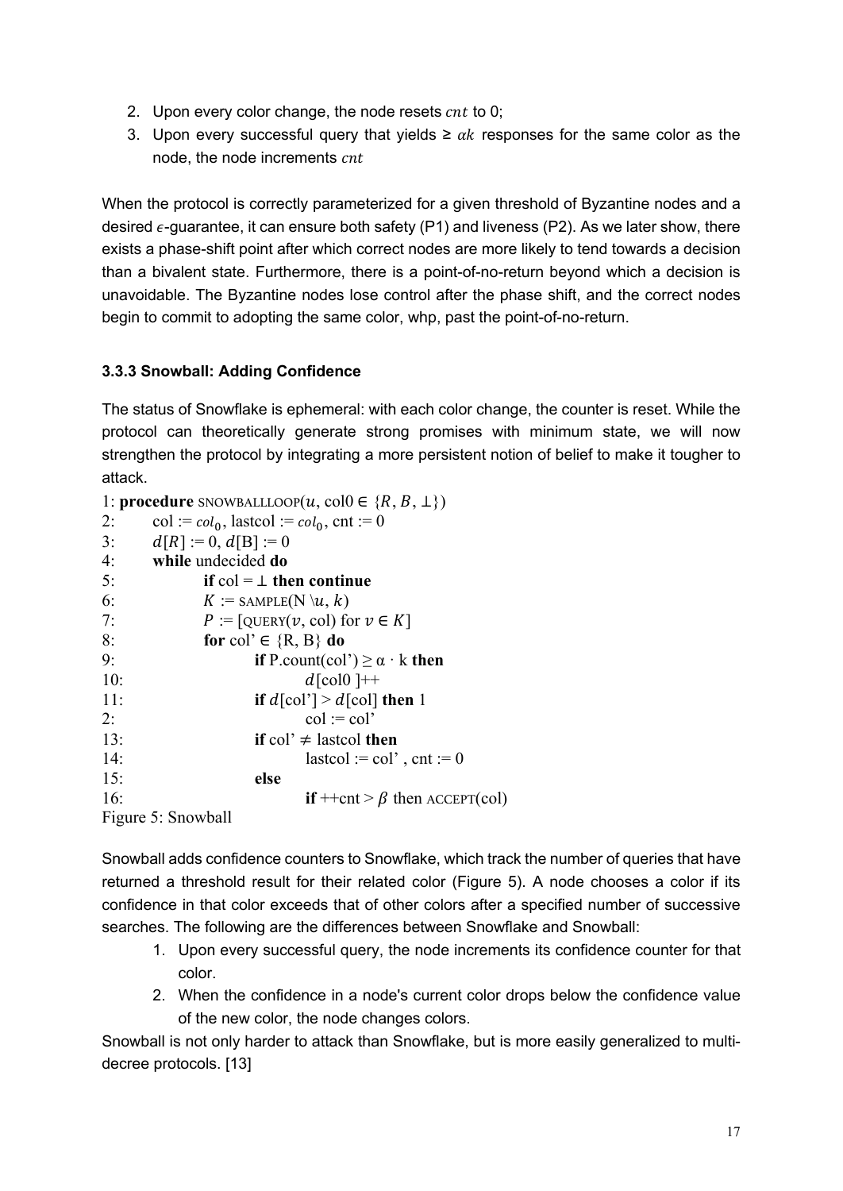2. Upon every color change, the node resets $cnt$ to 0;
3. Upon every successful query that yields ≥ $\alpha k$ responses for the same color as the node, the node increments $cnt$

When the protocol is correctly parameterized for a given threshold of Byzantine nodes and a desired $\epsilon$-guarantee, it can ensure both safety (P1) and liveness (P2). As we later show, there exists a phase-shift point after which correct nodes are more likely to tend towards a decision than a bivalent state. Furthermore, there is a point-of-no-return beyond which a decision is unavoidable. The Byzantine nodes lose control after the phase shift, and the correct nodes begin to commit to adopting the same color, whp, past the point-of-no-return.

### 3.3.3 Snowball: Adding Confidence

The status of Snowflake is ephemeral: with each color change, the counter is reset. While the protocol can theoretically generate strong promises with minimum state, we will now strengthen the protocol by integrating a more persistent notion of belief to make it tougher to attack.

```
1: procedure SNOWBALLLOOP(u, col0 ∈ {R, B, ⊥})
2:     col := col_0, lastcol := col_0, cnt := 0
3:     d[R] := 0, d[B] := 0
4:     while undecided do
5:         if col = ⊥ then continue
6:         K := SAMPLE(N \u, k)
7:         P := [QUERY(v, col) for v ∈ K]
8:         for col' ∈ {R, B} do
9:             if P.count(col') ≥ α · k then
10:                d[col0 ]++
11:            if d[col'] > d[col] then 1
2:                 col := col'
13:            if col' ≠ lastcol then
14:                lastcol := col' , cnt := 0
15:            else
16:                if ++cnt > β then ACCEPT(col)
```

Figure 5: Snowball

Snowball adds confidence counters to Snowflake, which track the number of queries that have returned a threshold result for their related color (Figure 5). A node chooses a color if its confidence in that color exceeds that of other colors after a specified number of successive searches. The following are the differences between Snowflake and Snowball:

1. Upon every successful query, the node increments its confidence counter for that color.
2. When the confidence in a node's current color drops below the confidence value of the new color, the node changes colors.

Snowball is not only harder to attack than Snowflake, but is more easily generalized to multi-decree protocols. [13]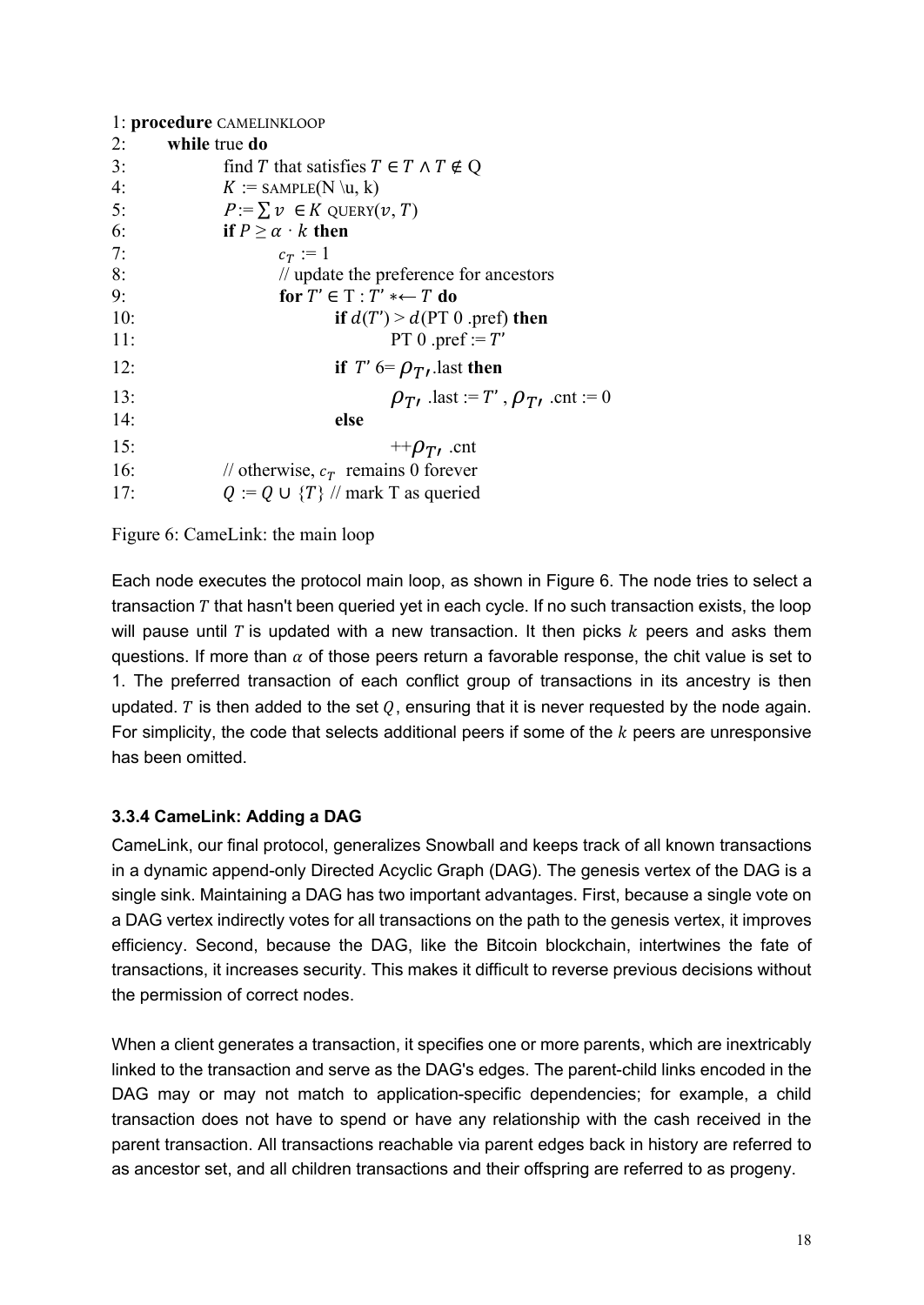```
1: procedure CAMELINKLOOP
2:     while true do
3:         find T that satisfies T ∈ T ∧ T ∉ Q
4:         K := SAMPLE(N \u, k)
5:         P:= ∑ v ∈ K QUERY(v, T)
6:         if P ≥ α · k then
7:             c_T := 1
8:             // update the preference for ancestors
9:             for T′ ∈ T : T′ *← T do
10:                if d(T′) > d(PT 0 .pref) then
11:                    PT 0 .pref := T′
12:                if T′ 6= ρ_T′.last then
13:                    ρ_T′ .last := T′ , ρ_T′ .cnt := 0
14:                else
15:                    ++ρ_T′ .cnt
16:        // otherwise, c_T remains 0 forever
17:        Q := Q ∪ {T} // mark T as queried
```

Figure 6: CameLink: the main loop

Each node executes the protocol main loop, as shown in Figure 6. The node tries to select a transaction $T$ that hasn't been queried yet in each cycle. If no such transaction exists, the loop will pause until $T$ is updated with a new transaction. It then picks $k$ peers and asks them questions. If more than $\alpha$ of those peers return a favorable response, the chit value is set to 1. The preferred transaction of each conflict group of transactions in its ancestry is then updated. $T$ is then added to the set $Q$, ensuring that it is never requested by the node again. For simplicity, the code that selects additional peers if some of the $k$ peers are unresponsive has been omitted.

### 3.3.4 CameLink: Adding a DAG

CameLink, our final protocol, generalizes Snowball and keeps track of all known transactions in a dynamic append-only Directed Acyclic Graph (DAG). The genesis vertex of the DAG is a single sink. Maintaining a DAG has two important advantages. First, because a single vote on a DAG vertex indirectly votes for all transactions on the path to the genesis vertex, it improves efficiency. Second, because the DAG, like the Bitcoin blockchain, intertwines the fate of transactions, it increases security. This makes it difficult to reverse previous decisions without the permission of correct nodes.

When a client generates a transaction, it specifies one or more parents, which are inextricably linked to the transaction and serve as the DAG's edges. The parent-child links encoded in the DAG may or may not match to application-specific dependencies; for example, a child transaction does not have to spend or have any relationship with the cash received in the parent transaction. All transactions reachable via parent edges back in history are referred to as ancestor set, and all children transactions and their offspring are referred to as progeny.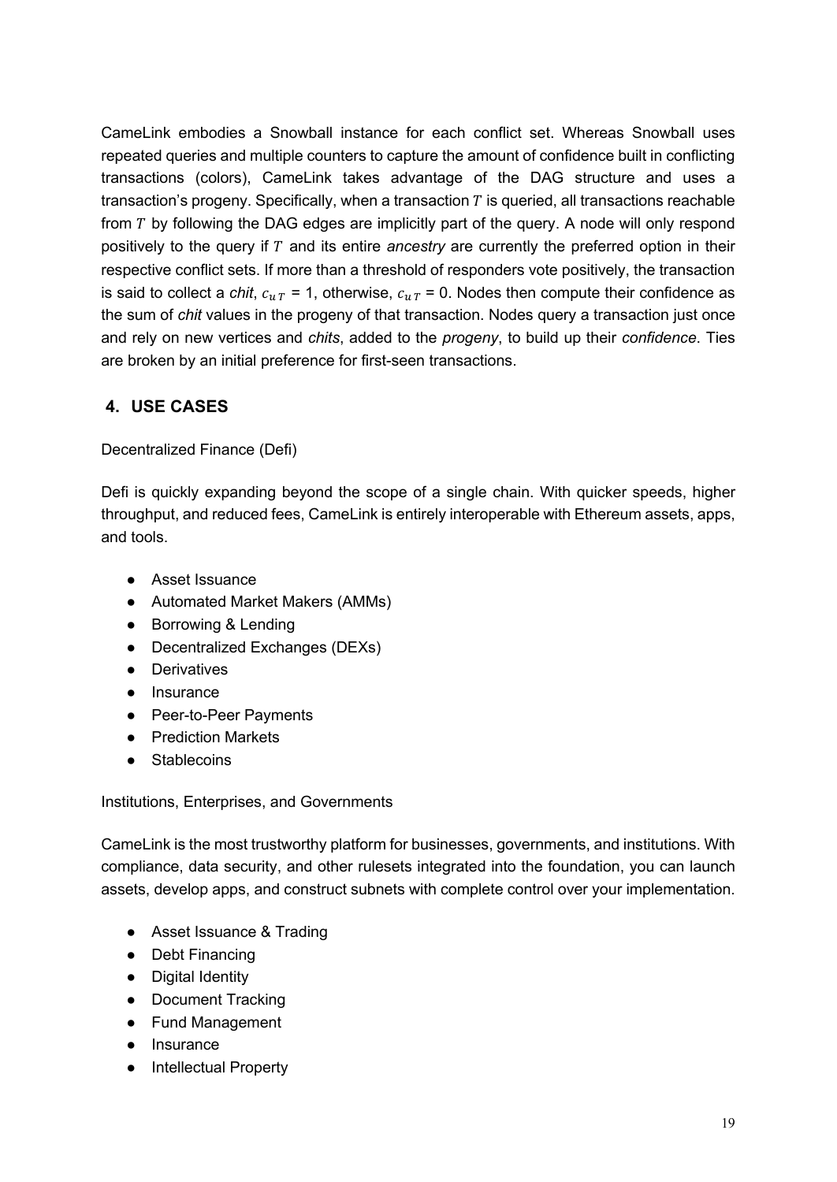CameLink embodies a Snowball instance for each conflict set. Whereas Snowball uses repeated queries and multiple counters to capture the amount of confidence built in conflicting transactions (colors), CameLink takes advantage of the DAG structure and uses a transaction's progeny. Specifically, when a transaction $T$ is queried, all transactions reachable from $T$ by following the DAG edges are implicitly part of the query. A node will only respond positively to the query if $T$ and its entire *ancestry* are currently the preferred option in their respective conflict sets. If more than a threshold of responders vote positively, the transaction is said to collect a *chit*, $c_{uT}$ = 1, otherwise, $c_{uT}$ = 0. Nodes then compute their confidence as the sum of *chit* values in the progeny of that transaction. Nodes query a transaction just once and rely on new vertices and *chits*, added to the *progeny*, to build up their *confidence*. Ties are broken by an initial preference for first-seen transactions.

## 4. USE CASES

Decentralized Finance (Defi)

Defi is quickly expanding beyond the scope of a single chain. With quicker speeds, higher throughput, and reduced fees, CameLink is entirely interoperable with Ethereum assets, apps, and tools.

- Asset Issuance
- Automated Market Makers (AMMs)
- Borrowing & Lending
- Decentralized Exchanges (DEXs)
- Derivatives
- Insurance
- Peer-to-Peer Payments
- Prediction Markets
- Stablecoins

Institutions, Enterprises, and Governments

CameLink is the most trustworthy platform for businesses, governments, and institutions. With compliance, data security, and other rulesets integrated into the foundation, you can launch assets, develop apps, and construct subnets with complete control over your implementation.

- Asset Issuance & Trading
- Debt Financing
- Digital Identity
- Document Tracking
- Fund Management
- Insurance
- Intellectual Property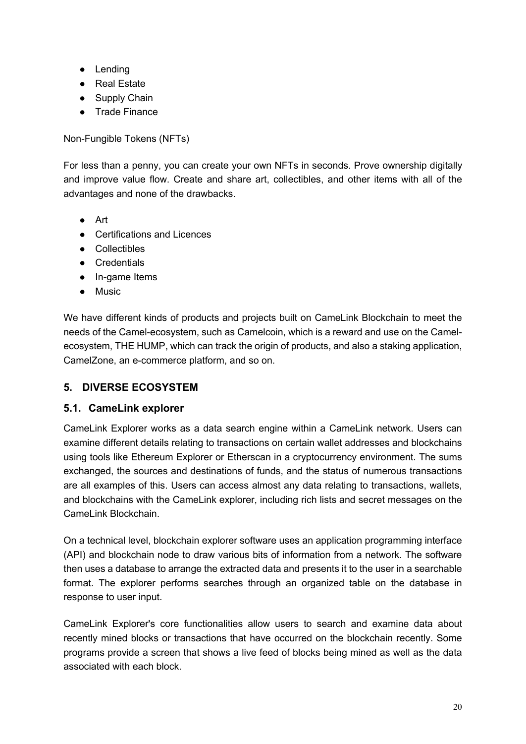- Lending
- Real Estate
- Supply Chain
- Trade Finance

Non-Fungible Tokens (NFTs)

For less than a penny, you can create your own NFTs in seconds. Prove ownership digitally and improve value flow. Create and share art, collectibles, and other items with all of the advantages and none of the drawbacks.

- Art
- Certifications and Licences
- Collectibles
- Credentials
- In-game Items
- Music

We have different kinds of products and projects built on CameLink Blockchain to meet the needs of the Camel-ecosystem, such as Camelcoin, which is a reward and use on the Camel-ecosystem, THE HUMP, which can track the origin of products, and also a staking application, CamelZone, an e-commerce platform, and so on.

## 5. DIVERSE ECOSYSTEM

### 5.1. CameLink explorer

CameLink Explorer works as a data search engine within a CameLink network. Users can examine different details relating to transactions on certain wallet addresses and blockchains using tools like Ethereum Explorer or Etherscan in a cryptocurrency environment. The sums exchanged, the sources and destinations of funds, and the status of numerous transactions are all examples of this. Users can access almost any data relating to transactions, wallets, and blockchains with the CameLink explorer, including rich lists and secret messages on the CameLink Blockchain.

On a technical level, blockchain explorer software uses an application programming interface (API) and blockchain node to draw various bits of information from a network. The software then uses a database to arrange the extracted data and presents it to the user in a searchable format. The explorer performs searches through an organized table on the database in response to user input.

CameLink Explorer's core functionalities allow users to search and examine data about recently mined blocks or transactions that have occurred on the blockchain recently. Some programs provide a screen that shows a live feed of blocks being mined as well as the data associated with each block.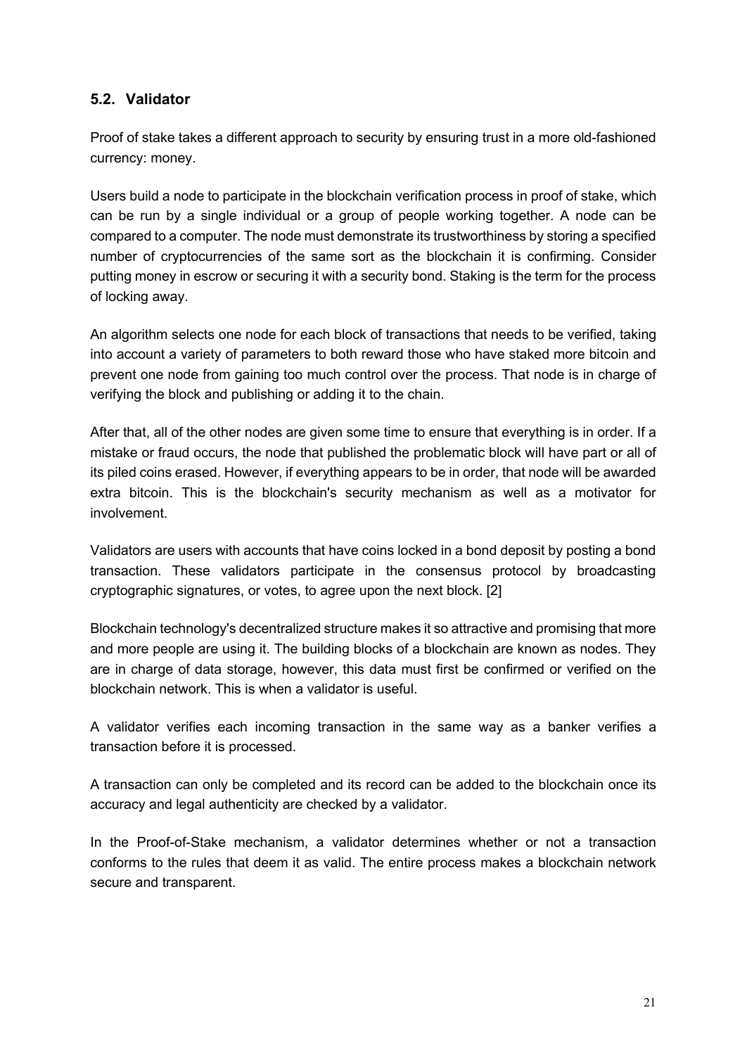## 5.2. Validator

Proof of stake takes a different approach to security by ensuring trust in a more old-fashioned currency: money.

Users build a node to participate in the blockchain verification process in proof of stake, which can be run by a single individual or a group of people working together. A node can be compared to a computer. The node must demonstrate its trustworthiness by storing a specified number of cryptocurrencies of the same sort as the blockchain it is confirming. Consider putting money in escrow or securing it with a security bond. Staking is the term for the process of locking away.

An algorithm selects one node for each block of transactions that needs to be verified, taking into account a variety of parameters to both reward those who have staked more bitcoin and prevent one node from gaining too much control over the process. That node is in charge of verifying the block and publishing or adding it to the chain.

After that, all of the other nodes are given some time to ensure that everything is in order. If a mistake or fraud occurs, the node that published the problematic block will have part or all of its piled coins erased. However, if everything appears to be in order, that node will be awarded extra bitcoin. This is the blockchain's security mechanism as well as a motivator for involvement.

Validators are users with accounts that have coins locked in a bond deposit by posting a bond transaction. These validators participate in the consensus protocol by broadcasting cryptographic signatures, or votes, to agree upon the next block. [2]

Blockchain technology's decentralized structure makes it so attractive and promising that more and more people are using it. The building blocks of a blockchain are known as nodes. They are in charge of data storage, however, this data must first be confirmed or verified on the blockchain network. This is when a validator is useful.

A validator verifies each incoming transaction in the same way as a banker verifies a transaction before it is processed.

A transaction can only be completed and its record can be added to the blockchain once its accuracy and legal authenticity are checked by a validator.

In the Proof-of-Stake mechanism, a validator determines whether or not a transaction conforms to the rules that deem it as valid. The entire process makes a blockchain network secure and transparent.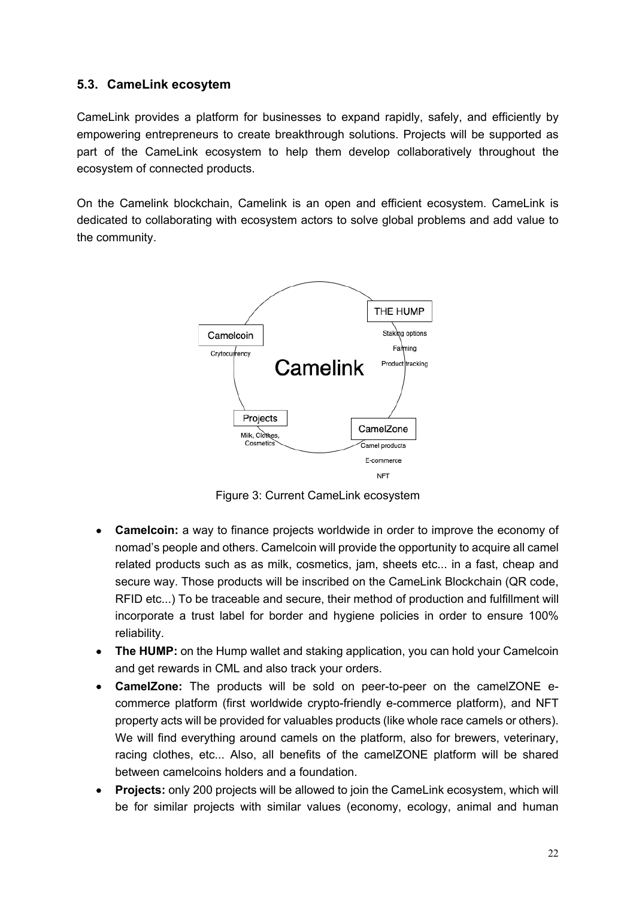### 5.3. CameLink ecosytem

CameLink provides a platform for businesses to expand rapidly, safely, and efficiently by empowering entrepreneurs to create breakthrough solutions. Projects will be supported as part of the CameLink ecosystem to help them develop collaboratively throughout the ecosystem of connected products.

On the Camelink blockchain, Camelink is an open and efficient ecosystem. CameLink is dedicated to collaborating with ecosystem actors to solve global problems and add value to the community.

Camelink

Camelcoin
Crytocurrency

THE HUMP
Staking options
Farming
Product tracking

CamelZone
Camel products
E-commerce
NFT

Projects
Milk, Clothes, Cosmetics

Figure 3: Current CameLink ecosystem

- **Camelcoin:** a way to finance projects worldwide in order to improve the economy of nomad's people and others. Camelcoin will provide the opportunity to acquire all camel related products such as as milk, cosmetics, jam, sheets etc... in a fast, cheap and secure way. Those products will be inscribed on the CameLink Blockchain (QR code, RFID etc...) To be traceable and secure, their method of production and fulfillment will incorporate a trust label for border and hygiene policies in order to ensure 100% reliability.
- **The HUMP:** on the Hump wallet and staking application, you can hold your Camelcoin and get rewards in CML and also track your orders.
- **CamelZone:** The products will be sold on peer-to-peer on the camelZONE e-commerce platform (first worldwide crypto-friendly e-commerce platform), and NFT property acts will be provided for valuables products (like whole race camels or others). We will find everything around camels on the platform, also for brewers, veterinary, racing clothes, etc... Also, all benefits of the camelZONE platform will be shared between camelcoins holders and a foundation.
- **Projects:** only 200 projects will be allowed to join the CameLink ecosystem, which will be for similar projects with similar values (economy, ecology, animal and human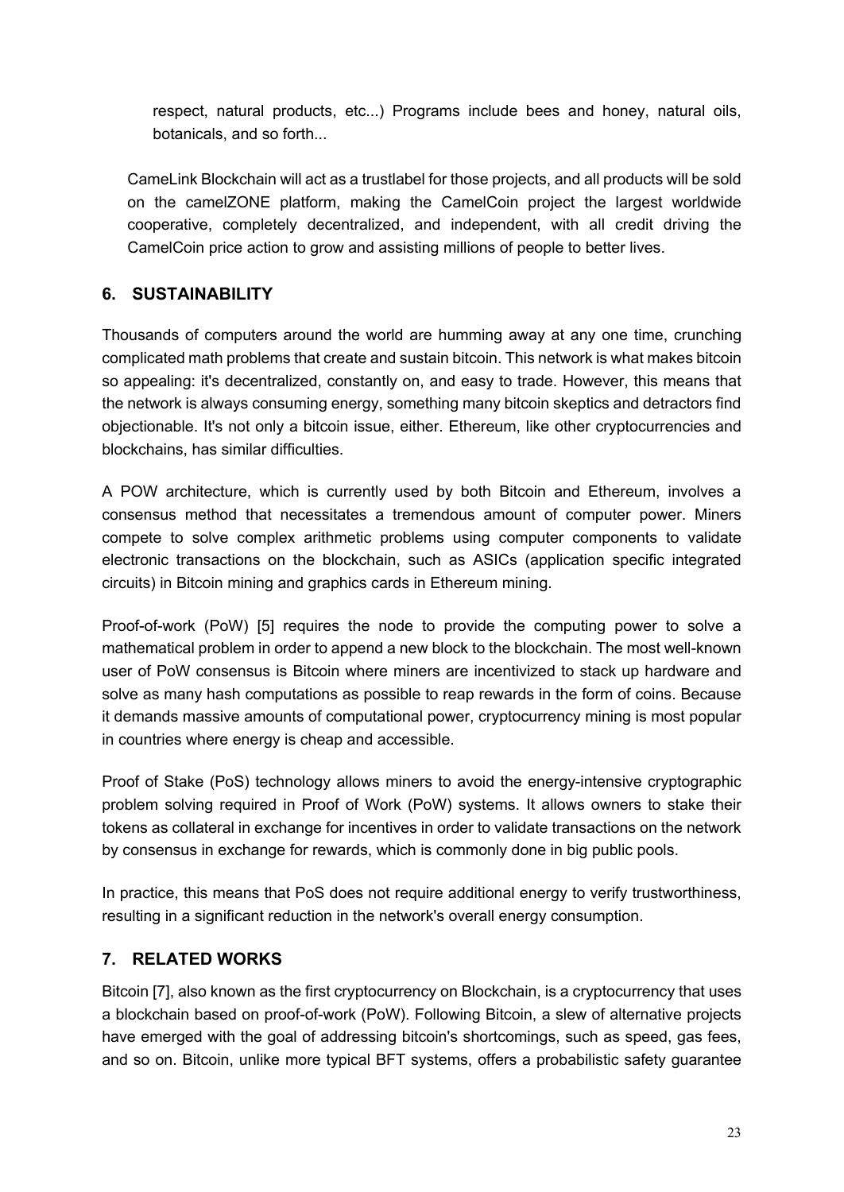respect, natural products, etc...) Programs include bees and honey, natural oils, botanicals, and so forth...

CameLink Blockchain will act as a trustlabel for those projects, and all products will be sold on the camelZONE platform, making the CamelCoin project the largest worldwide cooperative, completely decentralized, and independent, with all credit driving the CamelCoin price action to grow and assisting millions of people to better lives.

## 6. SUSTAINABILITY

Thousands of computers around the world are humming away at any one time, crunching complicated math problems that create and sustain bitcoin. This network is what makes bitcoin so appealing: it's decentralized, constantly on, and easy to trade. However, this means that the network is always consuming energy, something many bitcoin skeptics and detractors find objectionable. It's not only a bitcoin issue, either. Ethereum, like other cryptocurrencies and blockchains, has similar difficulties.

A POW architecture, which is currently used by both Bitcoin and Ethereum, involves a consensus method that necessitates a tremendous amount of computer power. Miners compete to solve complex arithmetic problems using computer components to validate electronic transactions on the blockchain, such as ASICs (application specific integrated circuits) in Bitcoin mining and graphics cards in Ethereum mining.

Proof-of-work (PoW) [5] requires the node to provide the computing power to solve a mathematical problem in order to append a new block to the blockchain. The most well-known user of PoW consensus is Bitcoin where miners are incentivized to stack up hardware and solve as many hash computations as possible to reap rewards in the form of coins. Because it demands massive amounts of computational power, cryptocurrency mining is most popular in countries where energy is cheap and accessible.

Proof of Stake (PoS) technology allows miners to avoid the energy-intensive cryptographic problem solving required in Proof of Work (PoW) systems. It allows owners to stake their tokens as collateral in exchange for incentives in order to validate transactions on the network by consensus in exchange for rewards, which is commonly done in big public pools.

In practice, this means that PoS does not require additional energy to verify trustworthiness, resulting in a significant reduction in the network's overall energy consumption.

## 7. RELATED WORKS

Bitcoin [7], also known as the first cryptocurrency on Blockchain, is a cryptocurrency that uses a blockchain based on proof-of-work (PoW). Following Bitcoin, a slew of alternative projects have emerged with the goal of addressing bitcoin's shortcomings, such as speed, gas fees, and so on. Bitcoin, unlike more typical BFT systems, offers a probabilistic safety guarantee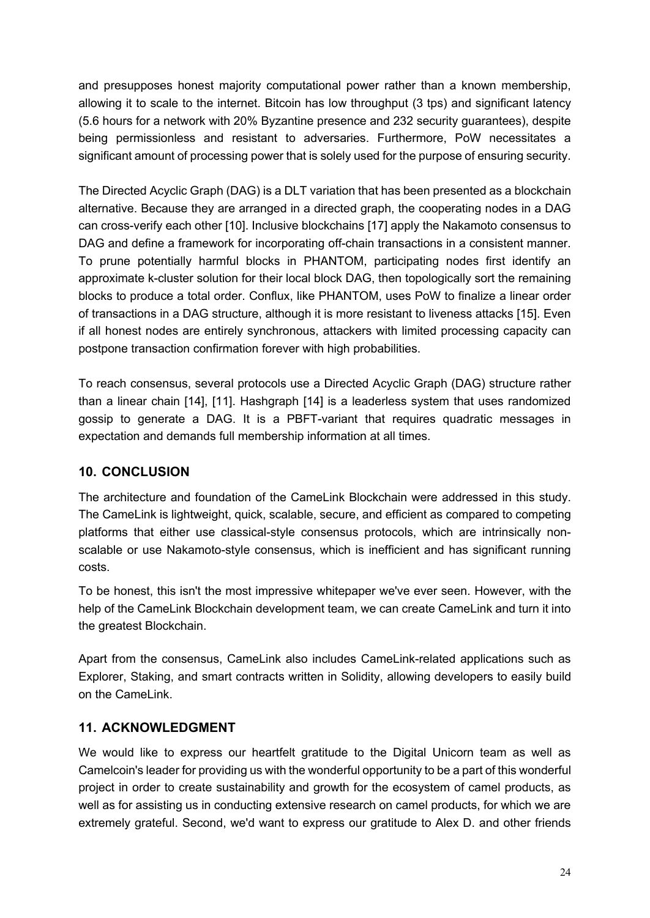and presupposes honest majority computational power rather than a known membership, allowing it to scale to the internet. Bitcoin has low throughput (3 tps) and significant latency (5.6 hours for a network with 20% Byzantine presence and 232 security guarantees), despite being permissionless and resistant to adversaries. Furthermore, PoW necessitates a significant amount of processing power that is solely used for the purpose of ensuring security.

The Directed Acyclic Graph (DAG) is a DLT variation that has been presented as a blockchain alternative. Because they are arranged in a directed graph, the cooperating nodes in a DAG can cross-verify each other [10]. Inclusive blockchains [17] apply the Nakamoto consensus to DAG and define a framework for incorporating off-chain transactions in a consistent manner. To prune potentially harmful blocks in PHANTOM, participating nodes first identify an approximate k-cluster solution for their local block DAG, then topologically sort the remaining blocks to produce a total order. Conflux, like PHANTOM, uses PoW to finalize a linear order of transactions in a DAG structure, although it is more resistant to liveness attacks [15]. Even if all honest nodes are entirely synchronous, attackers with limited processing capacity can postpone transaction confirmation forever with high probabilities.

To reach consensus, several protocols use a Directed Acyclic Graph (DAG) structure rather than a linear chain [14], [11]. Hashgraph [14] is a leaderless system that uses randomized gossip to generate a DAG. It is a PBFT-variant that requires quadratic messages in expectation and demands full membership information at all times.

## 10. CONCLUSION

The architecture and foundation of the CameLink Blockchain were addressed in this study. The CameLink is lightweight, quick, scalable, secure, and efficient as compared to competing platforms that either use classical-style consensus protocols, which are intrinsically non-scalable or use Nakamoto-style consensus, which is inefficient and has significant running costs.

To be honest, this isn't the most impressive whitepaper we've ever seen. However, with the help of the CameLink Blockchain development team, we can create CameLink and turn it into the greatest Blockchain.

Apart from the consensus, CameLink also includes CameLink-related applications such as Explorer, Staking, and smart contracts written in Solidity, allowing developers to easily build on the CameLink.

## 11. ACKNOWLEDGMENT

We would like to express our heartfelt gratitude to the Digital Unicorn team as well as Camelcoin's leader for providing us with the wonderful opportunity to be a part of this wonderful project in order to create sustainability and growth for the ecosystem of camel products, as well as for assisting us in conducting extensive research on camel products, for which we are extremely grateful. Second, we'd want to express our gratitude to Alex D. and other friends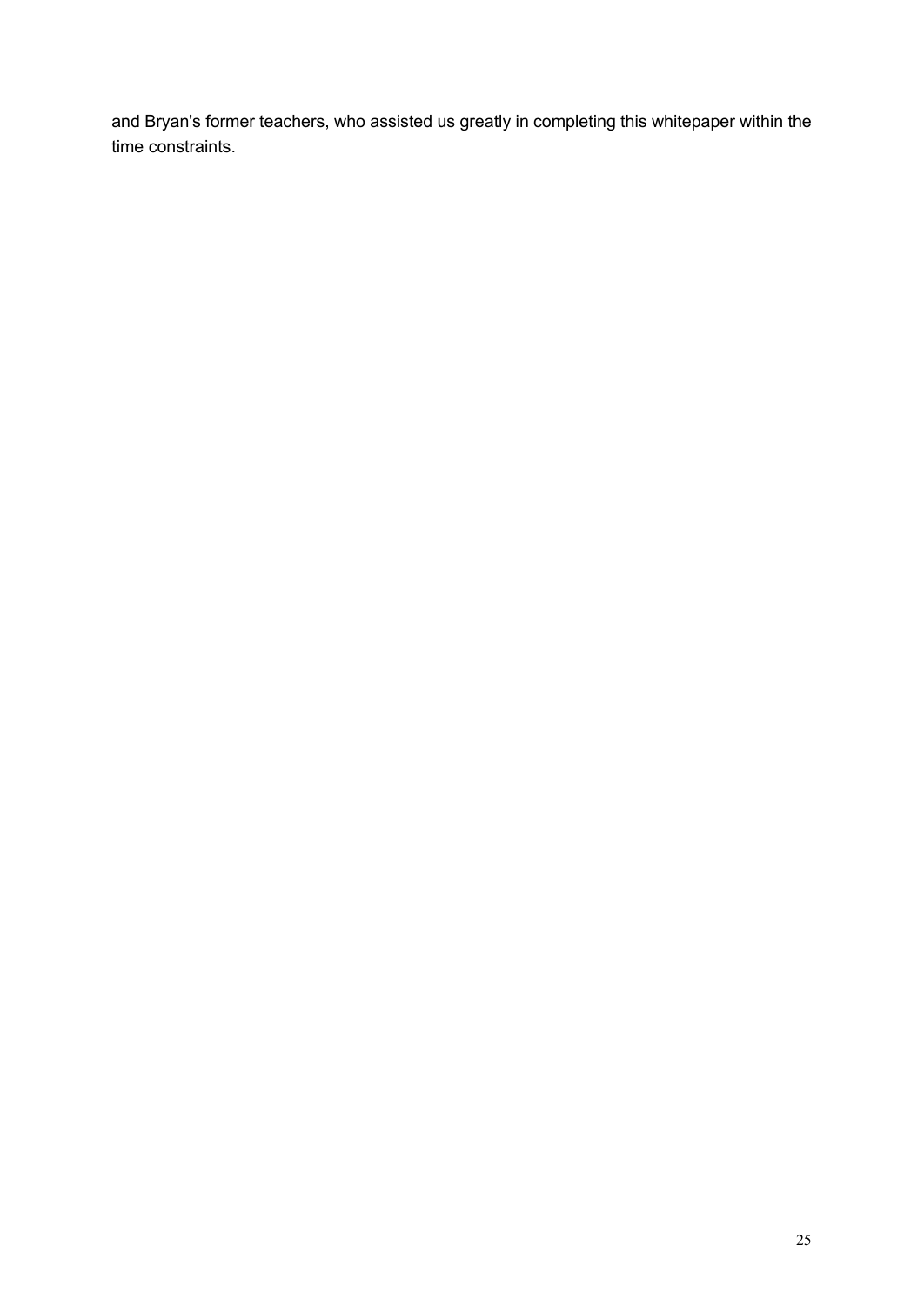and Bryan's former teachers, who assisted us greatly in completing this whitepaper within the time constraints.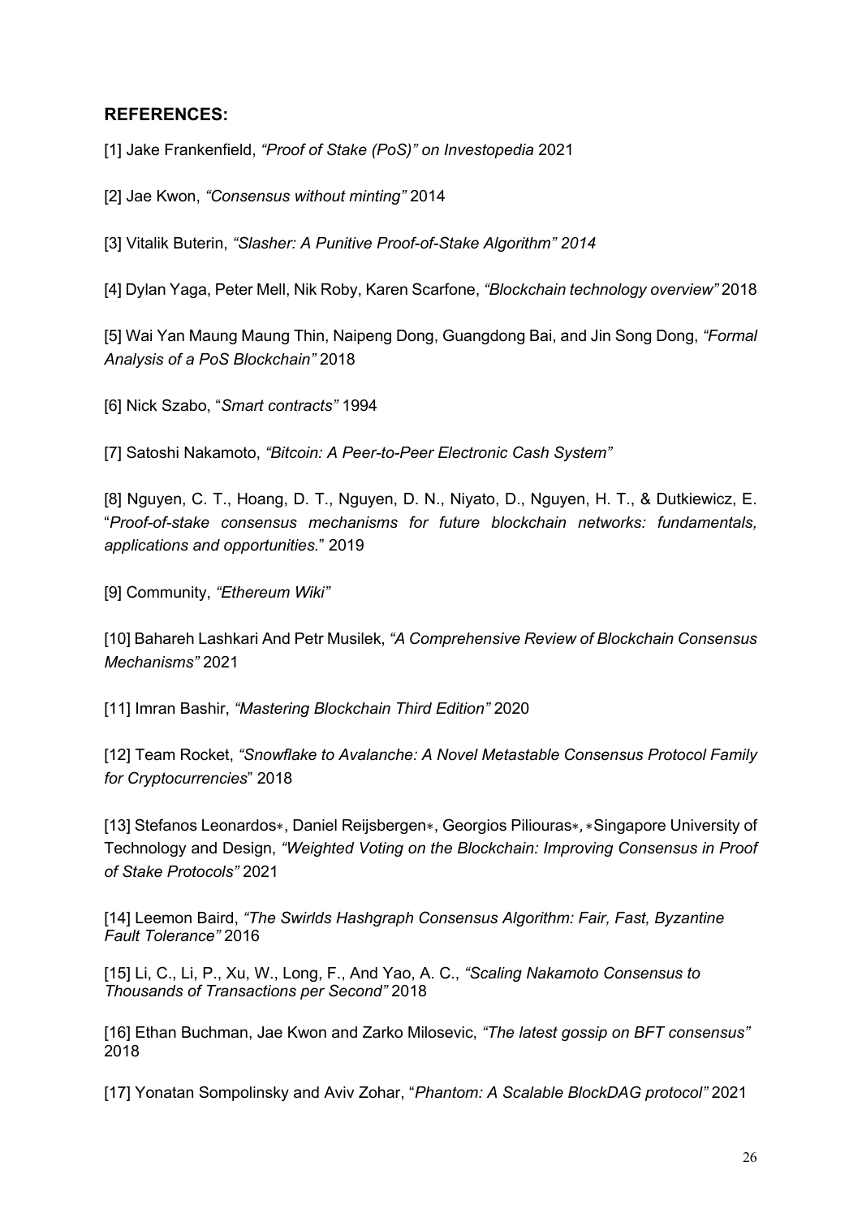## REFERENCES:

[1] Jake Frankenfield, *"Proof of Stake (PoS)" on Investopedia* 2021

[2] Jae Kwon, *"Consensus without minting"* 2014

[3] Vitalik Buterin, *"Slasher: A Punitive Proof-of-Stake Algorithm" 2014*

[4] Dylan Yaga, Peter Mell, Nik Roby, Karen Scarfone, *"Blockchain technology overview"* 2018

[5] Wai Yan Maung Maung Thin, Naipeng Dong, Guangdong Bai, and Jin Song Dong, *"Formal Analysis of a PoS Blockchain"* 2018

[6] Nick Szabo, "*Smart contracts"* 1994

[7] Satoshi Nakamoto, *"Bitcoin: A Peer-to-Peer Electronic Cash System"*

[8] Nguyen, C. T., Hoang, D. T., Nguyen, D. N., Niyato, D., Nguyen, H. T., & Dutkiewicz, E. "*Proof-of-stake consensus mechanisms for future blockchain networks: fundamentals, applications and opportunities.*" 2019

[9] Community, *"Ethereum Wiki"*

[10] Bahareh Lashkari And Petr Musilek, *"A Comprehensive Review of Blockchain Consensus Mechanisms"* 2021

[11] Imran Bashir, *"Mastering Blockchain Third Edition"* 2020

[12] Team Rocket, *"Snowflake to Avalanche: A Novel Metastable Consensus Protocol Family for Cryptocurrencies*" 2018

[13] Stefanos Leonardos∗, Daniel Reijsbergen∗, Georgios Piliouras∗, ∗Singapore University of Technology and Design, *"Weighted Voting on the Blockchain: Improving Consensus in Proof of Stake Protocols"* 2021

[14] Leemon Baird, *"The Swirlds Hashgraph Consensus Algorithm: Fair, Fast, Byzantine Fault Tolerance"* 2016

[15] Li, C., Li, P., Xu, W., Long, F., And Yao, A. C., *"Scaling Nakamoto Consensus to Thousands of Transactions per Second"* 2018

[16] Ethan Buchman, Jae Kwon and Zarko Milosevic, *"The latest gossip on BFT consensus"* 2018

[17] Yonatan Sompolinsky and Aviv Zohar, "*Phantom: A Scalable BlockDAG protocol"* 2021